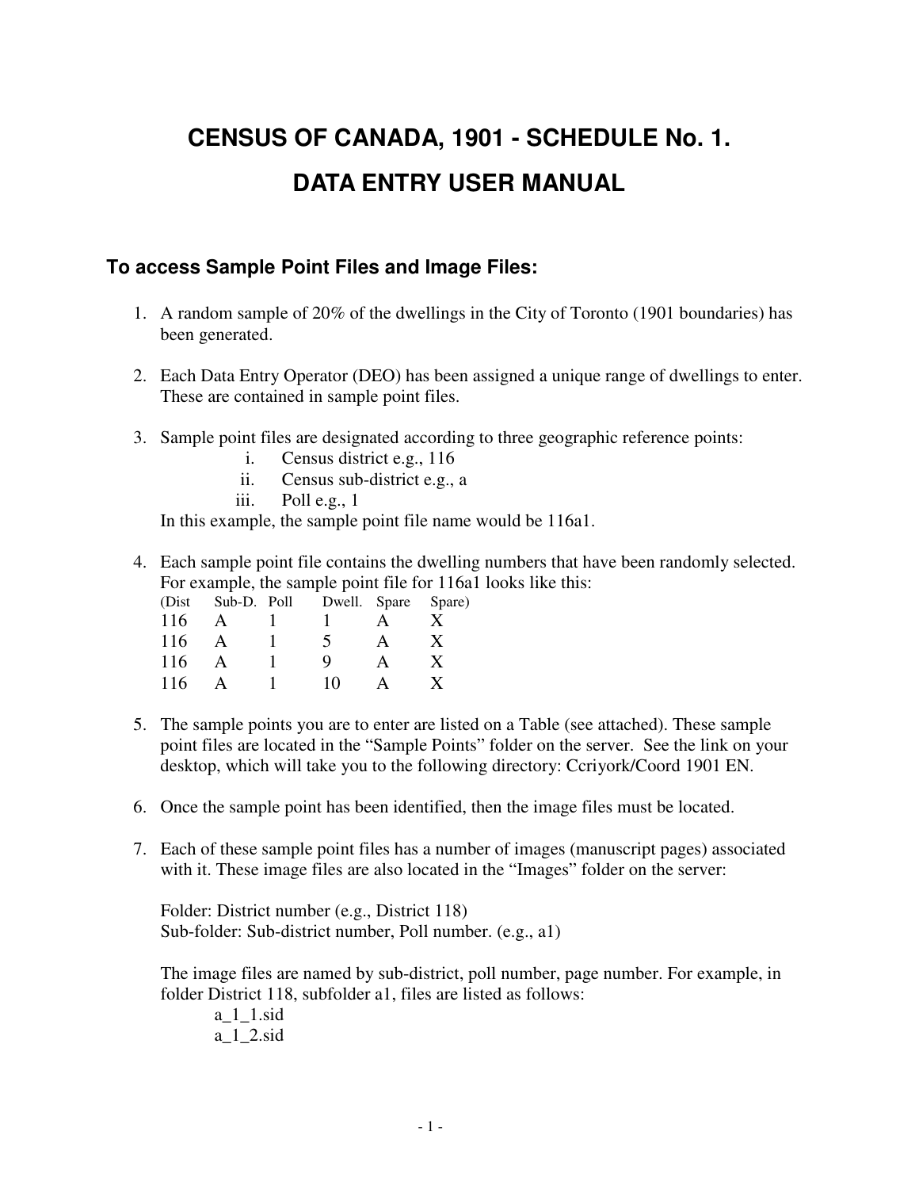# CENSUS OF CANADA, 1901 - SCHEDULE No. 1.

# DATA ENTRY USER MANUAL

## To access Sample Point Files and Image Files:

1. A random sample of 20% of the dwellings in the City of Toronto (1901 boundaries) has been generated.

2. Each Data Entry Operator (DEO) has been assigned a unique range of dwellings to enter. These are contained in sample point files.

3. Sample point files are designated according to three geographic reference points:
   1. Census district e.g., 116
   2. Census sub-district e.g., a
   3. Poll e.g., 1

   In this example, the sample point file name would be 116a1.

4. Each sample point file contains the dwelling numbers that have been randomly selected. For example, the sample point file for 116a1 looks like this:

   | (Dist | Sub-D. | Poll | Dwell. | Spare | Spare) |
   |---|---|---|---|---|---|
   | 116 | A | 1 | 1 | A | X |
   | 116 | A | 1 | 5 | A | X |
   | 116 | A | 1 | 9 | A | X |
   | 116 | A | 1 | 10 | A | X |

5. The sample points you are to enter are listed on a Table (see attached). These sample point files are located in the "Sample Points" folder on the server. See the link on your desktop, which will take you to the following directory: Ccriyork/Coord 1901 EN.

6. Once the sample point has been identified, then the image files must be located.

7. Each of these sample point files has a number of images (manuscript pages) associated with it. These image files are also located in the "Images" folder on the server:

   Folder: District number (e.g., District 118)
   Sub-folder: Sub-district number, Poll number. (e.g., a1)

   The image files are named by sub-district, poll number, page number. For example, in folder District 118, subfolder a1, files are listed as follows:

   a_1_1.sid
   a_1_2.sid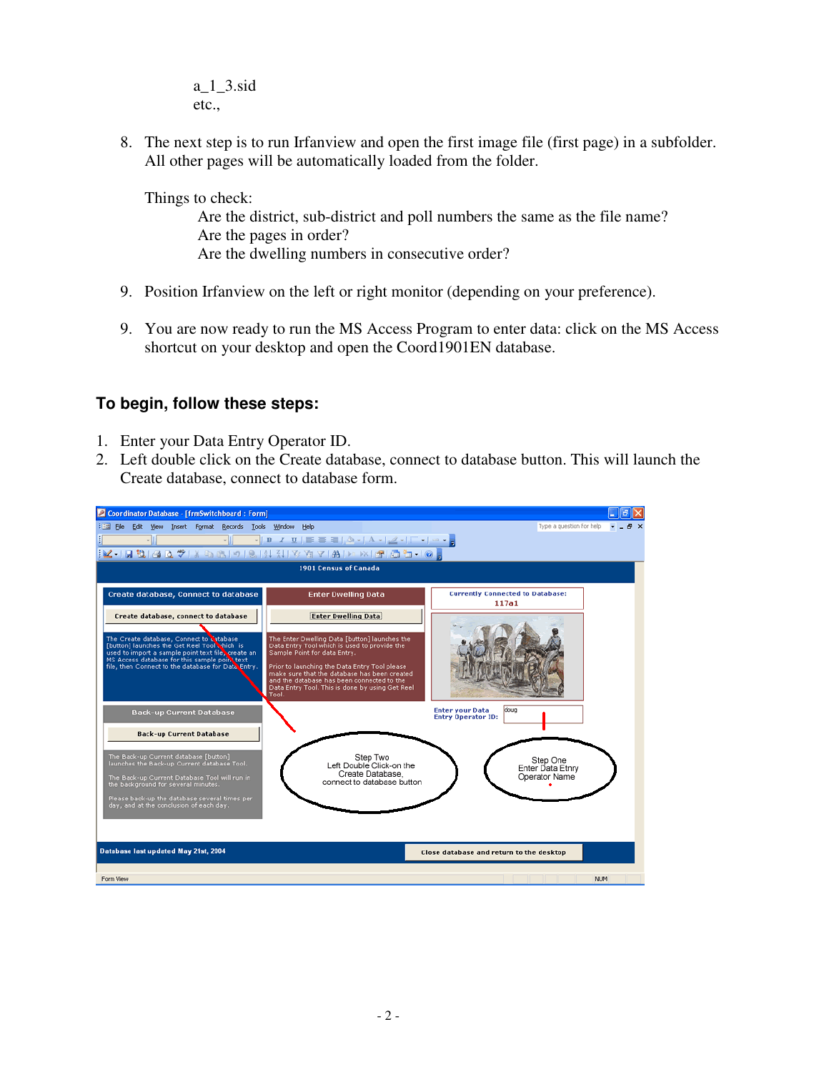a_1_3.sid
etc.,

8. The next step is to run Irfanview and open the first image file (first page) in a subfolder. All other pages will be automatically loaded from the folder.

   Things to check:
   
   Are the district, sub-district and poll numbers the same as the file name?
   Are the pages in order?
   Are the dwelling numbers in consecutive order?

9. Position Irfanview on the left or right monitor (depending on your preference).

9. You are now ready to run the MS Access Program to enter data: click on the MS Access shortcut on your desktop and open the Coord1901EN database.

## To begin, follow these steps:

1. Enter your Data Entry Operator ID.
2. Left double click on the Create database, connect to database button. This will launch the Create database, connect to database form.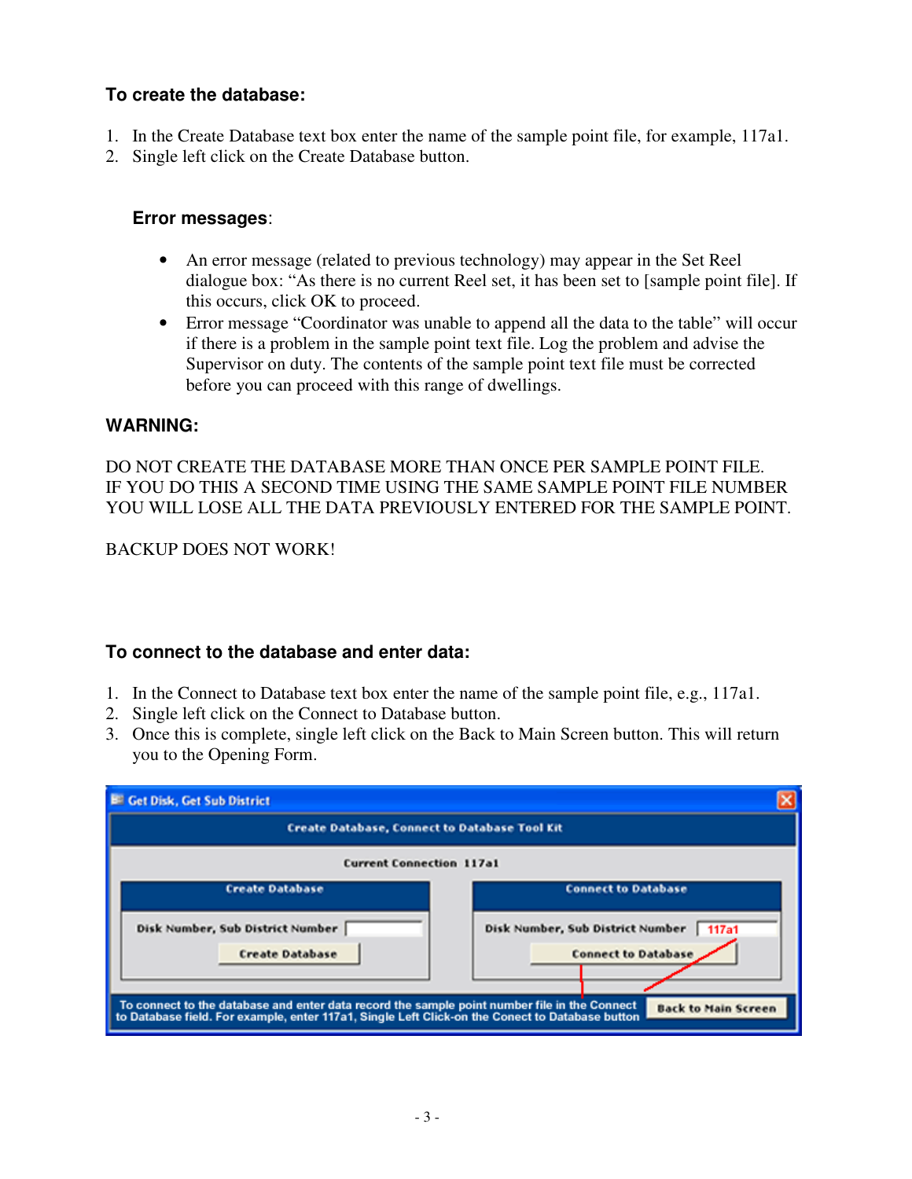### To create the database:

1. In the Create Database text box enter the name of the sample point file, for example, 117a1.
2. Single left click on the Create Database button.

#### Error messages:

- An error message (related to previous technology) may appear in the Set Reel dialogue box: "As there is no current Reel set, it has been set to [sample point file]. If this occurs, click OK to proceed.
- Error message "Coordinator was unable to append all the data to the table" will occur if there is a problem in the sample point text file. Log the problem and advise the Supervisor on duty. The contents of the sample point text file must be corrected before you can proceed with this range of dwellings.

### WARNING:

DO NOT CREATE THE DATABASE MORE THAN ONCE PER SAMPLE POINT FILE. IF YOU DO THIS A SECOND TIME USING THE SAME SAMPLE POINT FILE NUMBER YOU WILL LOSE ALL THE DATA PREVIOUSLY ENTERED FOR THE SAMPLE POINT.

BACKUP DOES NOT WORK!

### To connect to the database and enter data:

1. In the Connect to Database text box enter the name of the sample point file, e.g., 117a1.
2. Single left click on the Connect to Database button.
3. Once this is complete, single left click on the Back to Main Screen button. This will return you to the Opening Form.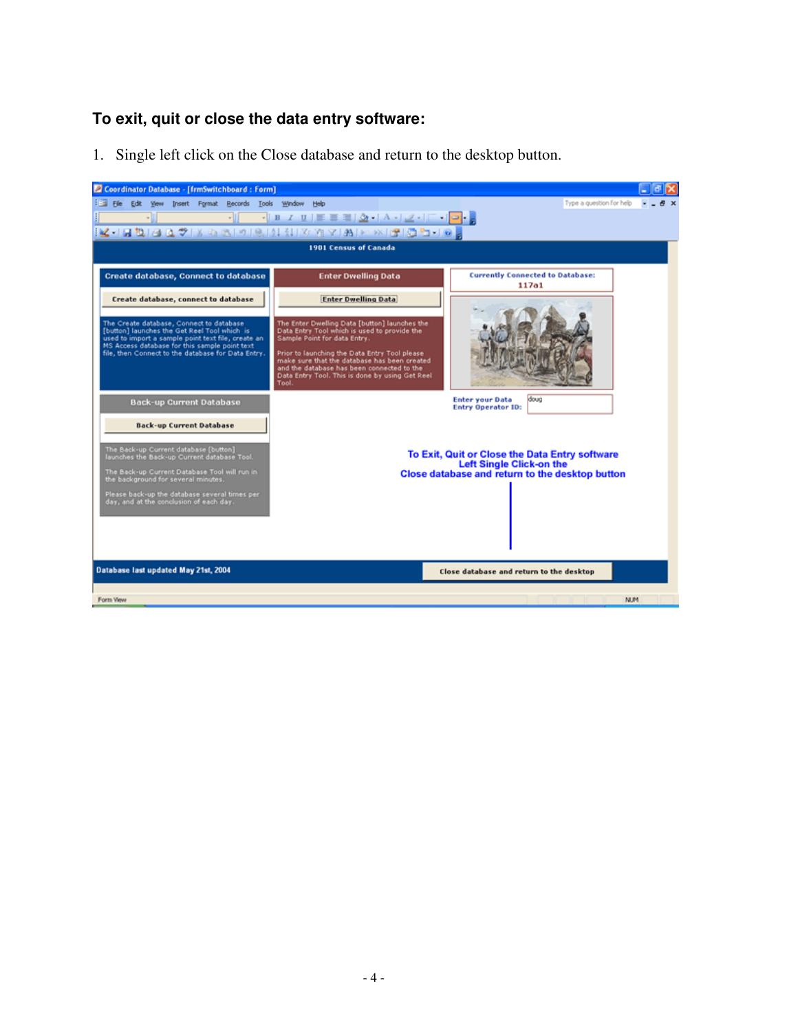### To exit, quit or close the data entry software:

1. Single left click on the Close database and return to the desktop button.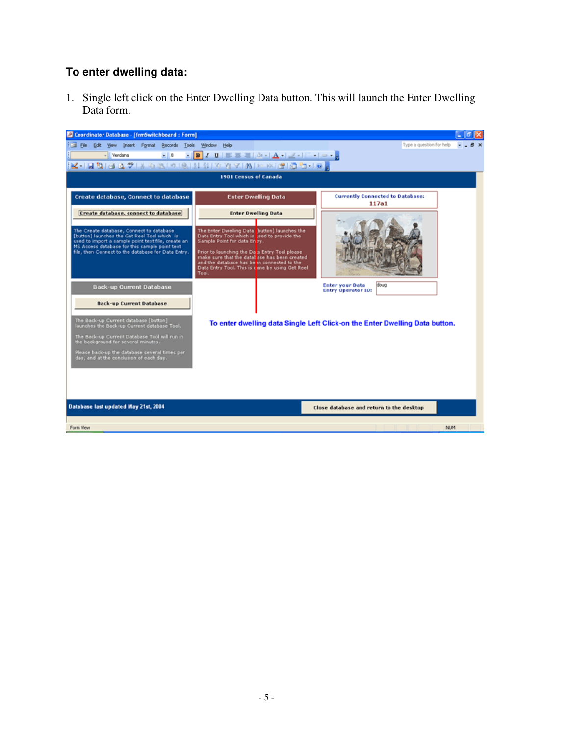### To enter dwelling data:

1. Single left click on the Enter Dwelling Data button. This will launch the Enter Dwelling Data form.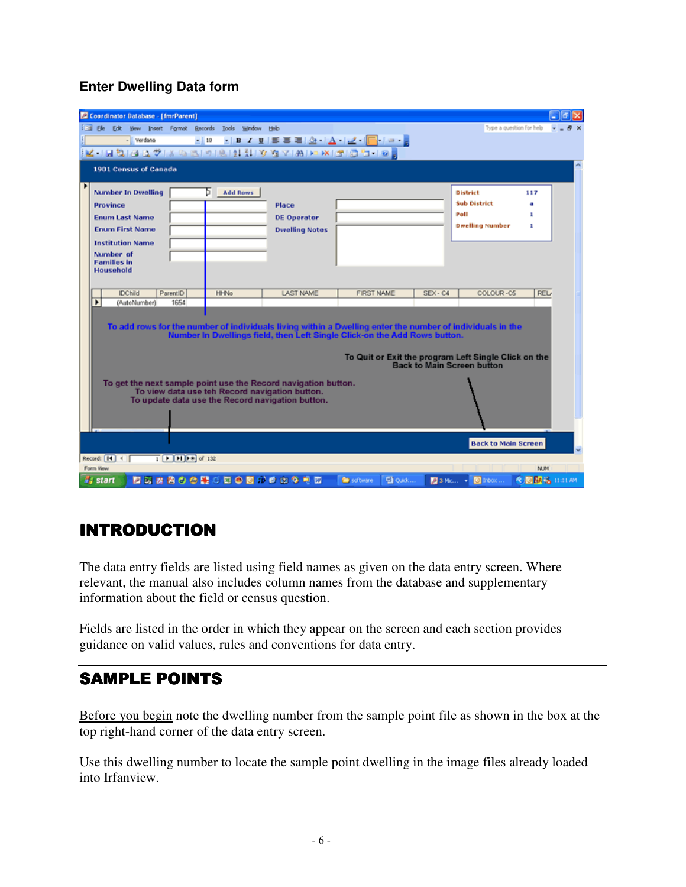**Enter Dwelling Data form**

# INTRODUCTION

The data entry fields are listed using field names as given on the data entry screen. Where relevant, the manual also includes column names from the database and supplementary information about the field or census question.

Fields are listed in the order in which they appear on the screen and each section provides guidance on valid values, rules and conventions for data entry.

# SAMPLE POINTS

Before you begin note the dwelling number from the sample point file as shown in the box at the top right-hand corner of the data entry screen.

Use this dwelling number to locate the sample point dwelling in the image files already loaded into Irfanview.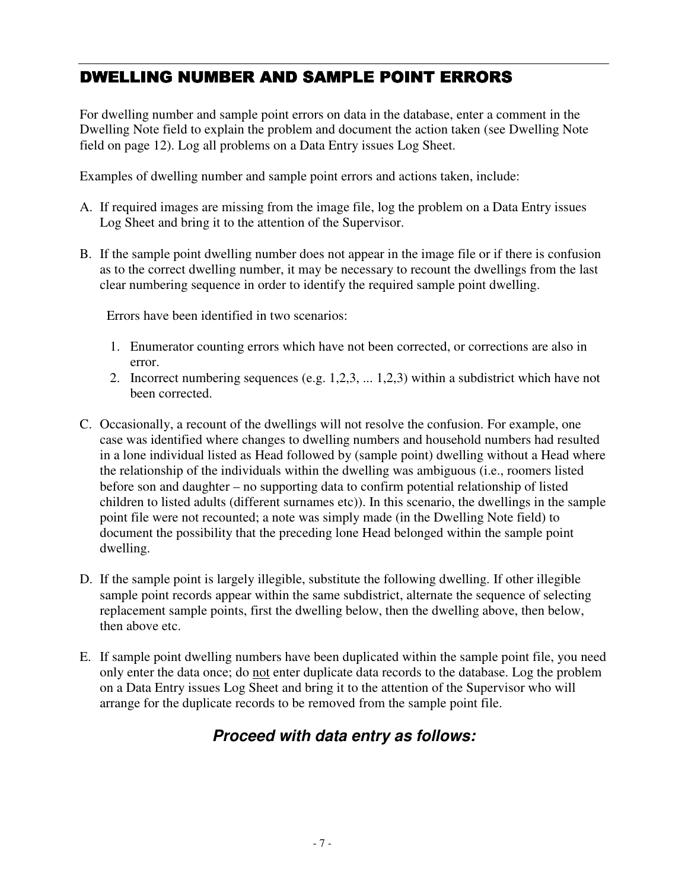## DWELLING NUMBER AND SAMPLE POINT ERRORS

For dwelling number and sample point errors on data in the database, enter a comment in the Dwelling Note field to explain the problem and document the action taken (see Dwelling Note field on page 12). Log all problems on a Data Entry issues Log Sheet.

Examples of dwelling number and sample point errors and actions taken, include:

A. If required images are missing from the image file, log the problem on a Data Entry issues Log Sheet and bring it to the attention of the Supervisor.

B. If the sample point dwelling number does not appear in the image file or if there is confusion as to the correct dwelling number, it may be necessary to recount the dwellings from the last clear numbering sequence in order to identify the required sample point dwelling.

   Errors have been identified in two scenarios:

   1. Enumerator counting errors which have not been corrected, or corrections are also in error.
   2. Incorrect numbering sequences (e.g. 1,2,3, ... 1,2,3) within a subdistrict which have not been corrected.

C. Occasionally, a recount of the dwellings will not resolve the confusion. For example, one case was identified where changes to dwelling numbers and household numbers had resulted in a lone individual listed as Head followed by (sample point) dwelling without a Head where the relationship of the individuals within the dwelling was ambiguous (i.e., roomers listed before son and daughter – no supporting data to confirm potential relationship of listed children to listed adults (different surnames etc)). In this scenario, the dwellings in the sample point file were not recounted; a note was simply made (in the Dwelling Note field) to document the possibility that the preceding lone Head belonged within the sample point dwelling.

D. If the sample point is largely illegible, substitute the following dwelling. If other illegible sample point records appear within the same subdistrict, alternate the sequence of selecting replacement sample points, first the dwelling below, then the dwelling above, then below, then above etc.

E. If sample point dwelling numbers have been duplicated within the sample point file, you need only enter the data once; do <u>not</u> enter duplicate data records to the database. Log the problem on a Data Entry issues Log Sheet and bring it to the attention of the Supervisor who will arrange for the duplicate records to be removed from the sample point file.

### ***Proceed with data entry as follows:***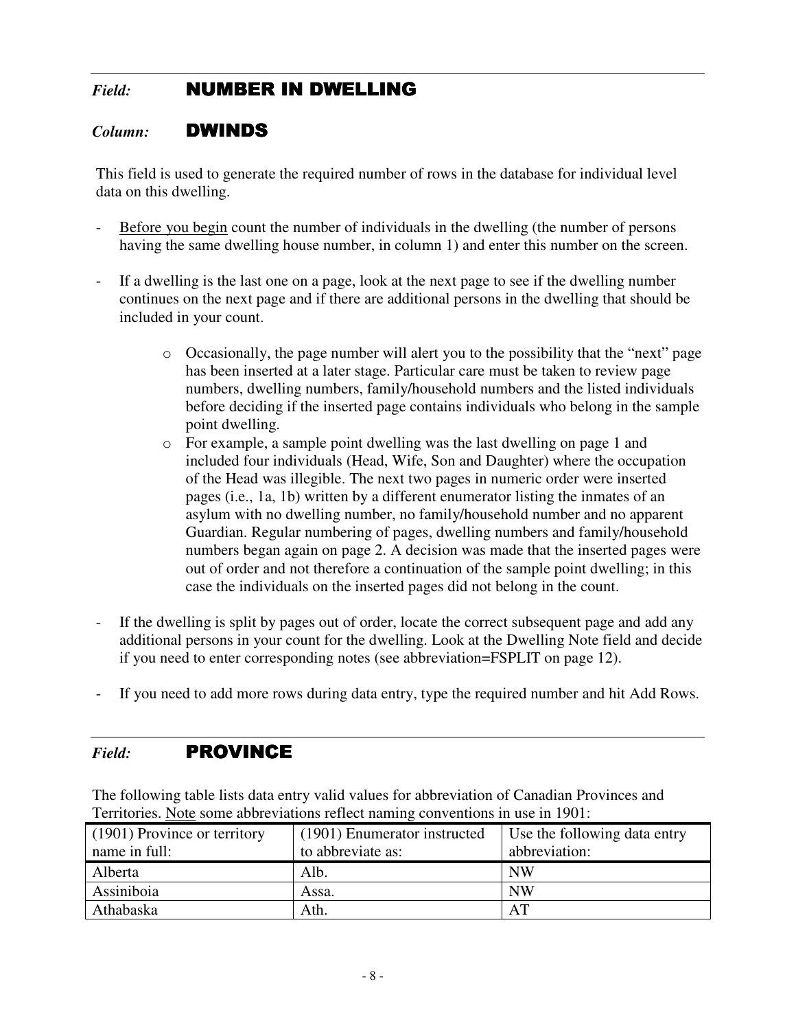*Field:* **NUMBER IN DWELLING**

*Column:* **DWINDS**

This field is used to generate the required number of rows in the database for individual level data on this dwelling.

- Before you begin count the number of individuals in the dwelling (the number of persons having the same dwelling house number, in column 1) and enter this number on the screen.

- If a dwelling is the last one on a page, look at the next page to see if the dwelling number continues on the next page and if there are additional persons in the dwelling that should be included in your count.

    - Occasionally, the page number will alert you to the possibility that the "next" page has been inserted at a later stage. Particular care must be taken to review page numbers, dwelling numbers, family/household numbers and the listed individuals before deciding if the inserted page contains individuals who belong in the sample point dwelling.
    - For example, a sample point dwelling was the last dwelling on page 1 and included four individuals (Head, Wife, Son and Daughter) where the occupation of the Head was illegible. The next two pages in numeric order were inserted pages (i.e., 1a, 1b) written by a different enumerator listing the inmates of an asylum with no dwelling number, no family/household number and no apparent Guardian. Regular numbering of pages, dwelling numbers and family/household numbers began again on page 2. A decision was made that the inserted pages were out of order and not therefore a continuation of the sample point dwelling; in this case the individuals on the inserted pages did not belong in the count.

- If the dwelling is split by pages out of order, locate the correct subsequent page and add any additional persons in your count for the dwelling. Look at the Dwelling Note field and decide if you need to enter corresponding notes (see abbreviation=FSPLIT on page 12).

- If you need to add more rows during data entry, type the required number and hit Add Rows.

*Field:* **PROVINCE**

The following table lists data entry valid values for abbreviation of Canadian Provinces and Territories. Note some abbreviations reflect naming conventions in use in 1901:

| (1901) Province or territory name in full: | (1901) Enumerator instructed to abbreviate as: | Use the following data entry abbreviation: |
|---|---|---|
| Alberta | Alb. | NW |
| Assiniboia | Assa. | NW |
| Athabaska | Ath. | AT |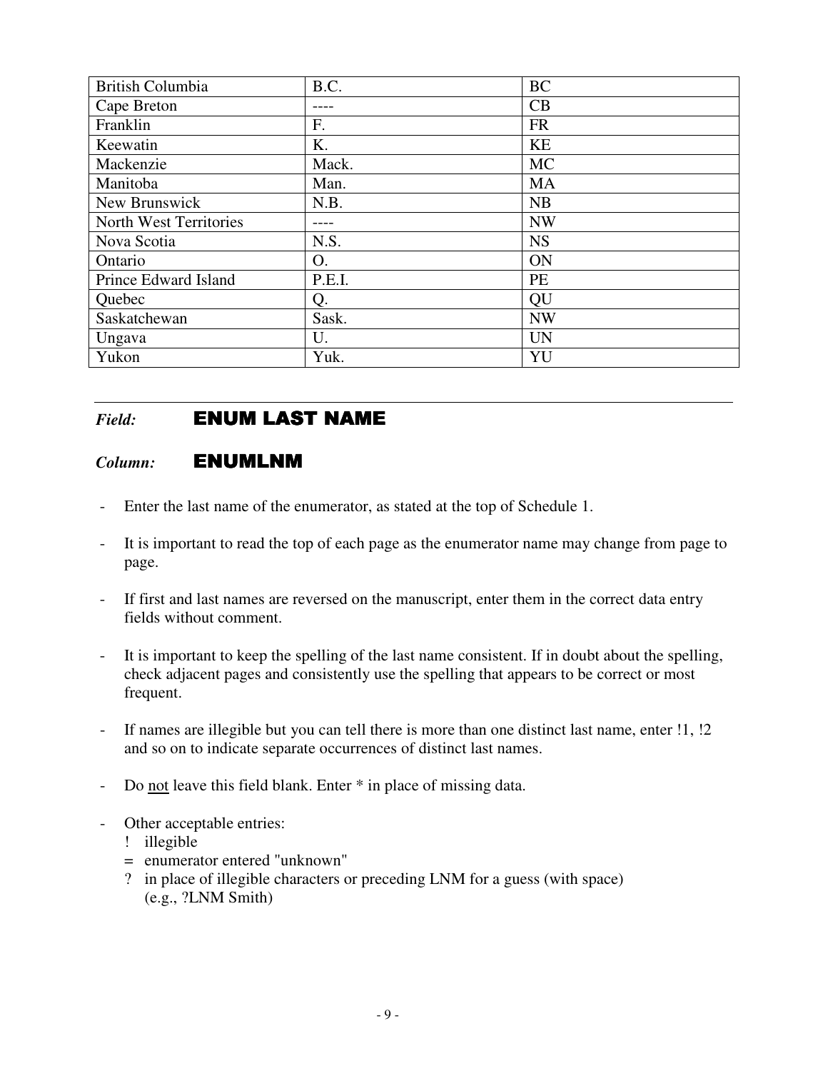| British Columbia | B.C. | BC |
|---|---|---|
| Cape Breton | ---- | CB |
| Franklin | F. | FR |
| Keewatin | K. | KE |
| Mackenzie | Mack. | MC |
| Manitoba | Man. | MA |
| New Brunswick | N.B. | NB |
| North West Territories | ---- | NW |
| Nova Scotia | N.S. | NS |
| Ontario | O. | ON |
| Prince Edward Island | P.E.I. | PE |
| Quebec | Q. | QU |
| Saskatchewan | Sask. | NW |
| Ungava | U. | UN |
| Yukon | Yuk. | YU |

---

*Field:* **ENUM LAST NAME**

*Column:* **ENUMLNM**

- Enter the last name of the enumerator, as stated at the top of Schedule 1.
- It is important to read the top of each page as the enumerator name may change from page to page.
- If first and last names are reversed on the manuscript, enter them in the correct data entry fields without comment.
- It is important to keep the spelling of the last name consistent. If in doubt about the spelling, check adjacent pages and consistently use the spelling that appears to be correct or most frequent.
- If names are illegible but you can tell there is more than one distinct last name, enter !1, !2 and so on to indicate separate occurrences of distinct last names.
- Do not leave this field blank. Enter * in place of missing data.
- Other acceptable entries:
  - ! illegible
  - = enumerator entered "unknown"
  - ? in place of illegible characters or preceding LNM for a guess (with space) (e.g., ?LNM Smith)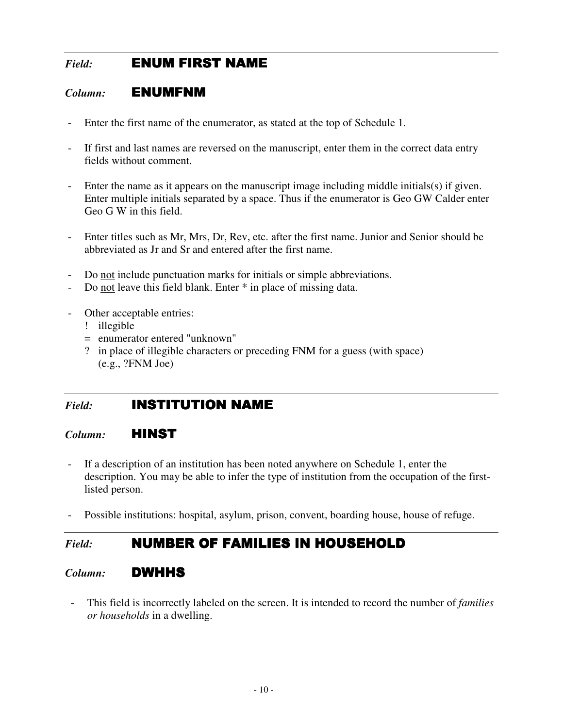*Field:* **ENUM FIRST NAME**

*Column:* **ENUMFNM**

- Enter the first name of the enumerator, as stated at the top of Schedule 1.
- If first and last names are reversed on the manuscript, enter them in the correct data entry fields without comment.
- Enter the name as it appears on the manuscript image including middle initials(s) if given. Enter multiple initials separated by a space. Thus if the enumerator is Geo GW Calder enter Geo G W in this field.
- Enter titles such as Mr, Mrs, Dr, Rev, etc. after the first name. Junior and Senior should be abbreviated as Jr and Sr and entered after the first name.
- Do <u>not</u> include punctuation marks for initials or simple abbreviations.
- Do <u>not</u> leave this field blank. Enter * in place of missing data.
- Other acceptable entries:
  - ! illegible
  - = enumerator entered "unknown"
  - ? in place of illegible characters or preceding FNM for a guess (with space) (e.g., ?FNM Joe)

---

*Field:* **INSTITUTION NAME**

*Column:* **HINST**

- If a description of an institution has been noted anywhere on Schedule 1, enter the description. You may be able to infer the type of institution from the occupation of the first-listed person.
- Possible institutions: hospital, asylum, prison, convent, boarding house, house of refuge.

---

*Field:* **NUMBER OF FAMILIES IN HOUSEHOLD**

*Column:* **DWHHS**

- This field is incorrectly labeled on the screen. It is intended to record the number of *families or households* in a dwelling.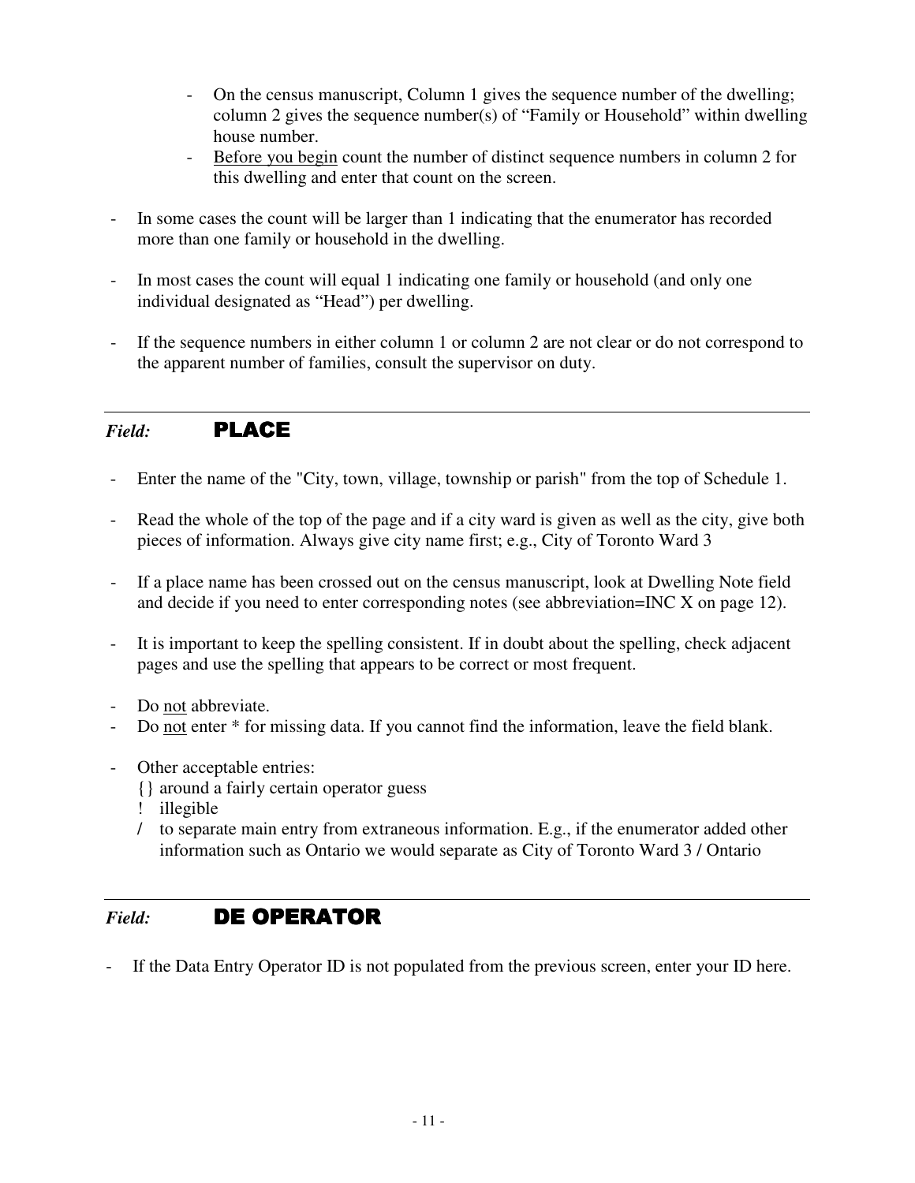- On the census manuscript, Column 1 gives the sequence number of the dwelling; column 2 gives the sequence number(s) of "Family or Household" within dwelling house number.
  - Before you begin count the number of distinct sequence numbers in column 2 for this dwelling and enter that count on the screen.

- In some cases the count will be larger than 1 indicating that the enumerator has recorded more than one family or household in the dwelling.

- In most cases the count will equal 1 indicating one family or household (and only one individual designated as "Head") per dwelling.

- If the sequence numbers in either column 1 or column 2 are not clear or do not correspond to the apparent number of families, consult the supervisor on duty.

---

## *Field:* PLACE

- Enter the name of the "City, town, village, township or parish" from the top of Schedule 1.

- Read the whole of the top of the page and if a city ward is given as well as the city, give both pieces of information. Always give city name first; e.g., City of Toronto Ward 3

- If a place name has been crossed out on the census manuscript, look at Dwelling Note field and decide if you need to enter corresponding notes (see abbreviation=INC X on page 12).

- It is important to keep the spelling consistent. If in doubt about the spelling, check adjacent pages and use the spelling that appears to be correct or most frequent.

- Do not abbreviate.
- Do not enter * for missing data. If you cannot find the information, leave the field blank.

- Other acceptable entries:
  {} around a fairly certain operator guess
  ! illegible
  / to separate main entry from extraneous information. E.g., if the enumerator added other information such as Ontario we would separate as City of Toronto Ward 3 / Ontario

---

## *Field:* DE OPERATOR

- If the Data Entry Operator ID is not populated from the previous screen, enter your ID here.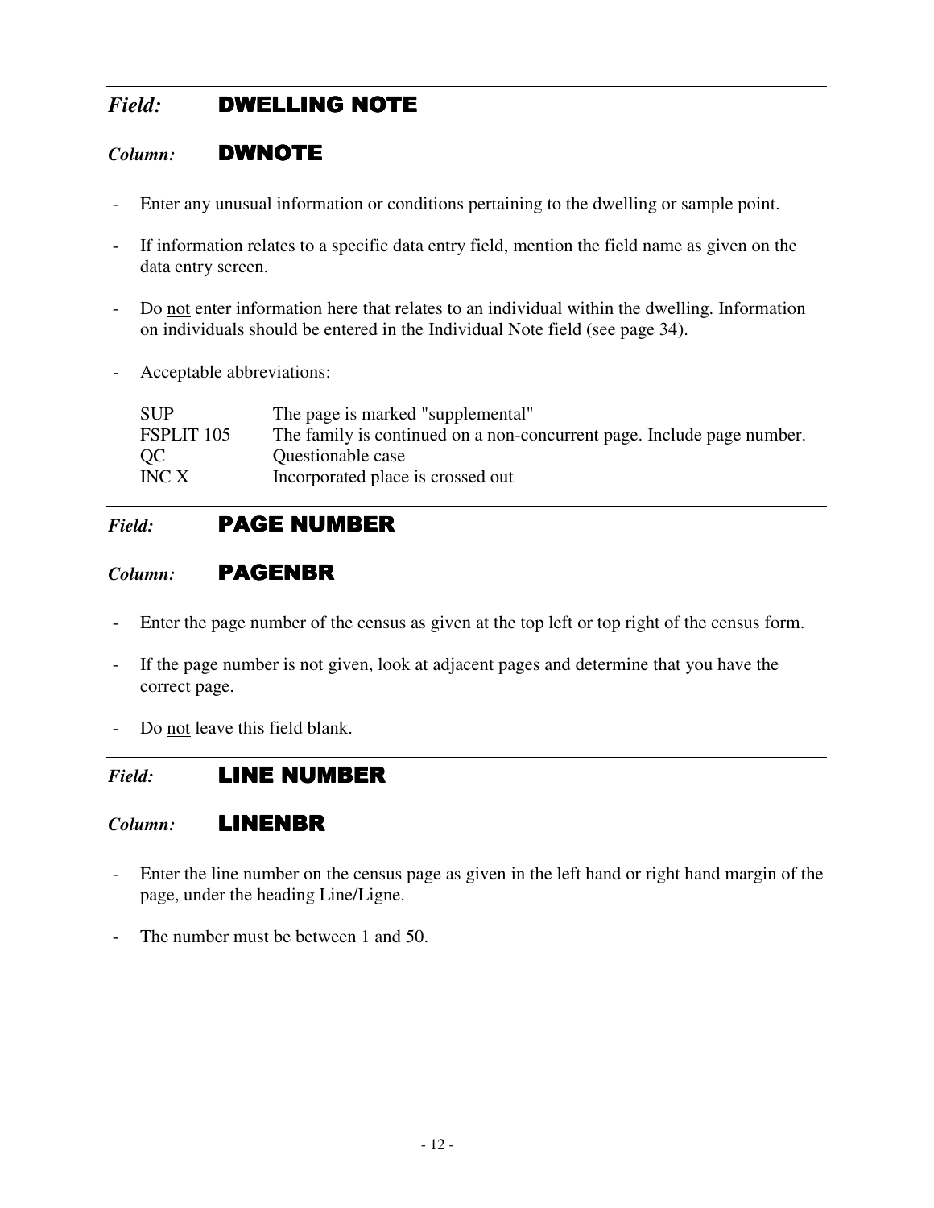*Field:* **DWELLING NOTE**

*Column:* **DWNOTE**

- Enter any unusual information or conditions pertaining to the dwelling or sample point.
- If information relates to a specific data entry field, mention the field name as given on the data entry screen.
- Do <u>not</u> enter information here that relates to an individual within the dwelling. Information on individuals should be entered in the Individual Note field (see page 34).
- Acceptable abbreviations:

| | |
|---|---|
| SUP | The page is marked "supplemental" |
| FSPLIT 105 | The family is continued on a non-concurrent page. Include page number. |
| QC | Questionable case |
| INC X | Incorporated place is crossed out |

---

*Field:* **PAGE NUMBER**

*Column:* **PAGENBR**

- Enter the page number of the census as given at the top left or top right of the census form.
- If the page number is not given, look at adjacent pages and determine that you have the correct page.
- Do <u>not</u> leave this field blank.

---

*Field:* **LINE NUMBER**

*Column:* **LINENBR**

- Enter the line number on the census page as given in the left hand or right hand margin of the page, under the heading Line/Ligne.
- The number must be between 1 and 50.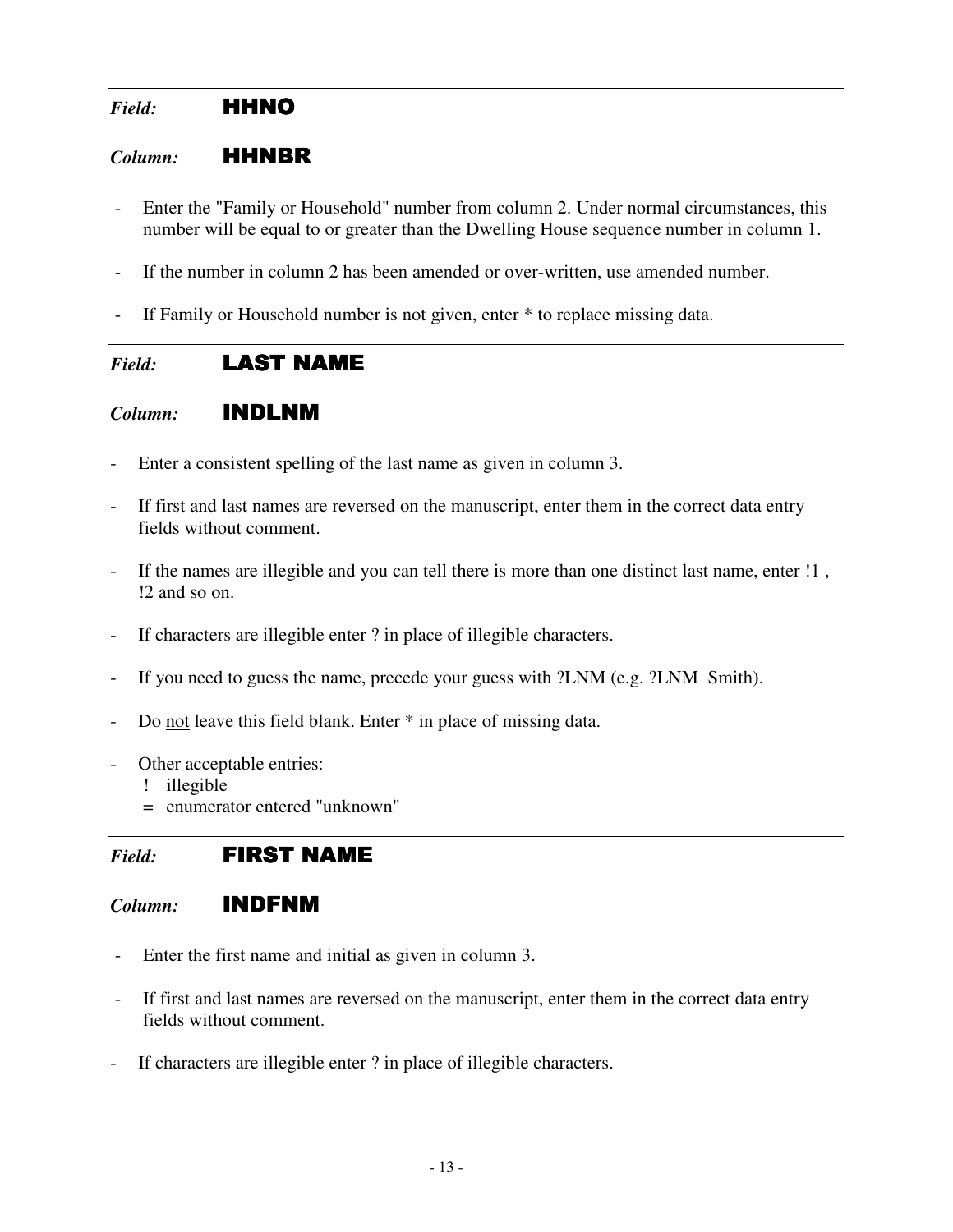---

*Field:* **HHNO**

*Column:* **HHNBR**

- Enter the "Family or Household" number from column 2. Under normal circumstances, this number will be equal to or greater than the Dwelling House sequence number in column 1.
- If the number in column 2 has been amended or over-written, use amended number.
- If Family or Household number is not given, enter * to replace missing data.

---

*Field:* **LAST NAME**

*Column:* **INDLNM**

- Enter a consistent spelling of the last name as given in column 3.
- If first and last names are reversed on the manuscript, enter them in the correct data entry fields without comment.
- If the names are illegible and you can tell there is more than one distinct last name, enter !1 , !2 and so on.
- If characters are illegible enter ? in place of illegible characters.
- If you need to guess the name, precede your guess with ?LNM (e.g. ?LNM  Smith).
- Do <u>not</u> leave this field blank. Enter * in place of missing data.
- Other acceptable entries:
  - ! illegible
  - = enumerator entered "unknown"

---

*Field:* **FIRST NAME**

*Column:* **INDFNM**

- Enter the first name and initial as given in column 3.
- If first and last names are reversed on the manuscript, enter them in the correct data entry fields without comment.
- If characters are illegible enter ? in place of illegible characters.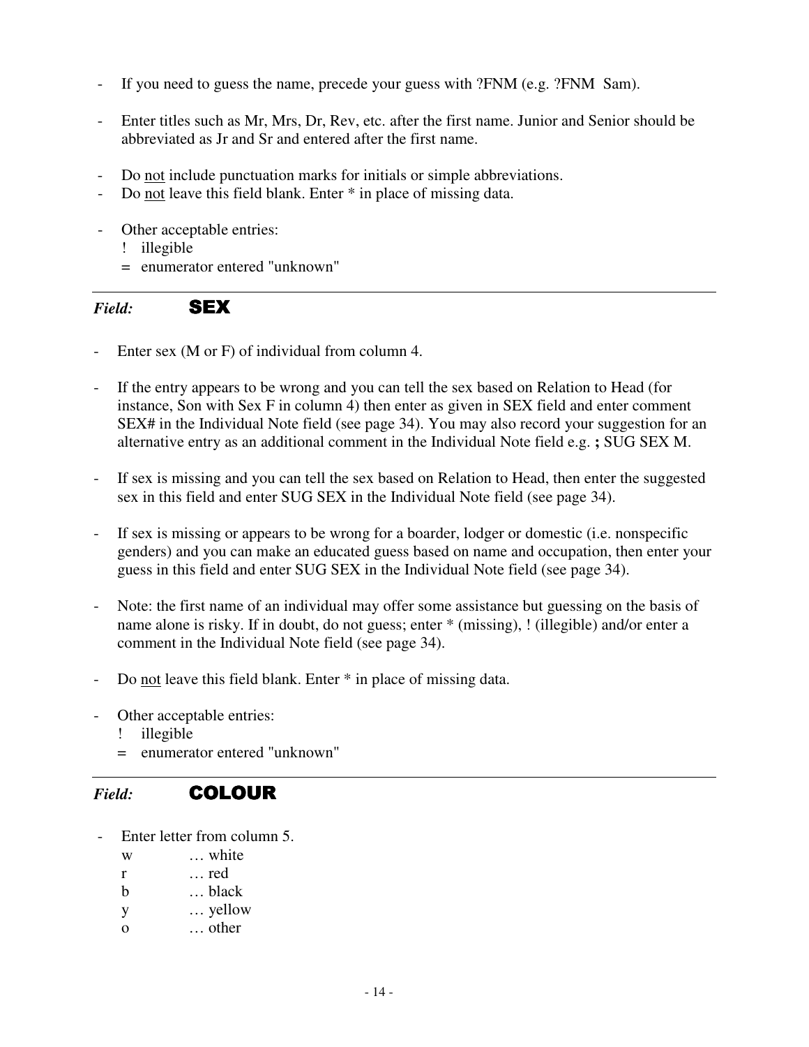- If you need to guess the name, precede your guess with ?FNM (e.g. ?FNM  Sam).

- Enter titles such as Mr, Mrs, Dr, Rev, etc. after the first name. Junior and Senior should be abbreviated as Jr and Sr and entered after the first name.

- Do not include punctuation marks for initials or simple abbreviations.
- Do not leave this field blank. Enter * in place of missing data.

- Other acceptable entries:
  - ! illegible
  - = enumerator entered "unknown"

---

*Field:* **SEX**

- Enter sex (M or F) of individual from column 4.

- If the entry appears to be wrong and you can tell the sex based on Relation to Head (for instance, Son with Sex F in column 4) then enter as given in SEX field and enter comment SEX# in the Individual Note field (see page 34). You may also record your suggestion for an alternative entry as an additional comment in the Individual Note field e.g. **;** SUG SEX M.

- If sex is missing and you can tell the sex based on Relation to Head, then enter the suggested sex in this field and enter SUG SEX in the Individual Note field (see page 34).

- If sex is missing or appears to be wrong for a boarder, lodger or domestic (i.e. nonspecific genders) and you can make an educated guess based on name and occupation, then enter your guess in this field and enter SUG SEX in the Individual Note field (see page 34).

- Note: the first name of an individual may offer some assistance but guessing on the basis of name alone is risky. If in doubt, do not guess; enter * (missing), ! (illegible) and/or enter a comment in the Individual Note field (see page 34).

- Do not leave this field blank. Enter * in place of missing data.

- Other acceptable entries:
  - ! illegible
  - = enumerator entered "unknown"

---

*Field:* **COLOUR**

- Enter letter from column 5.
  - w … white
  - r … red
  - b … black
  - y … yellow
  - o … other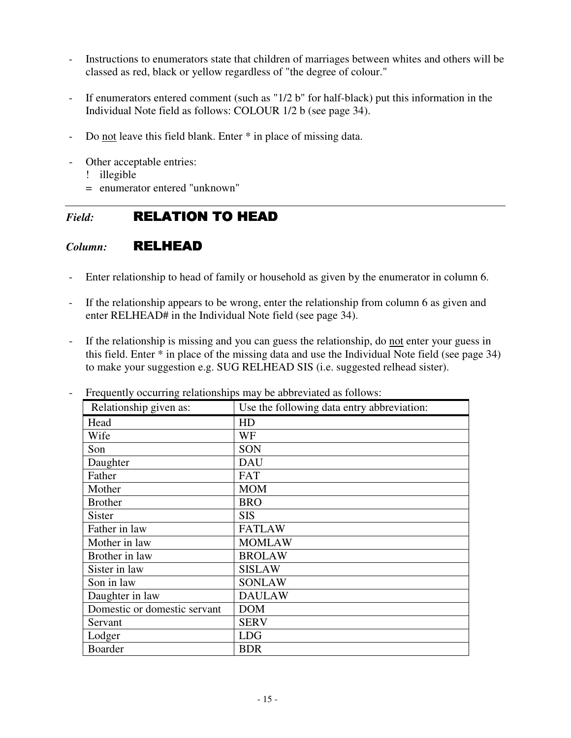- Instructions to enumerators state that children of marriages between whites and others will be classed as red, black or yellow regardless of "the degree of colour."

- If enumerators entered comment (such as "1/2 b" for half-black) put this information in the Individual Note field as follows: COLOUR 1/2 b (see page 34).

- Do <u>not</u> leave this field blank. Enter * in place of missing data.

- Other acceptable entries:
  - ! illegible
  - = enumerator entered "unknown"

---

*Field:* **RELATION TO HEAD**

*Column:* **RELHEAD**

- Enter relationship to head of family or household as given by the enumerator in column 6.

- If the relationship appears to be wrong, enter the relationship from column 6 as given and enter RELHEAD# in the Individual Note field (see page 34).

- If the relationship is missing and you can guess the relationship, do <u>not</u> enter your guess in this field. Enter * in place of the missing data and use the Individual Note field (see page 34) to make your suggestion e.g. SUG RELHEAD SIS (i.e. suggested relhead sister).

- Frequently occurring relationships may be abbreviated as follows:

| Relationship given as: | Use the following data entry abbreviation: |
|---|---|
| Head | HD |
| Wife | WF |
| Son | SON |
| Daughter | DAU |
| Father | FAT |
| Mother | MOM |
| Brother | BRO |
| Sister | SIS |
| Father in law | FATLAW |
| Mother in law | MOMLAW |
| Brother in law | BROLAW |
| Sister in law | SISLAW |
| Son in law | SONLAW |
| Daughter in law | DAULAW |
| Domestic or domestic servant | DOM |
| Servant | SERV |
| Lodger | LDG |
| Boarder | BDR |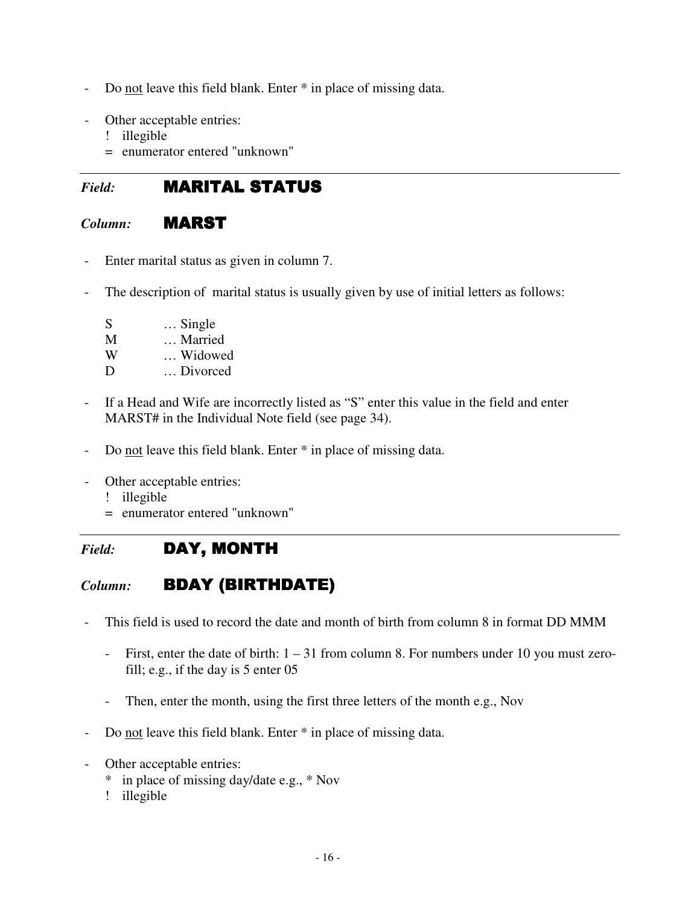- Do not leave this field blank. Enter * in place of missing data.

- Other acceptable entries:
  - ! illegible
  - = enumerator entered "unknown"

---

*Field:* **MARITAL STATUS**

*Column:* **MARST**

- Enter marital status as given in column 7.

- The description of marital status is usually given by use of initial letters as follows:

  S … Single
  M … Married
  W … Widowed
  D … Divorced

- If a Head and Wife are incorrectly listed as "S" enter this value in the field and enter MARST# in the Individual Note field (see page 34).

- Do not leave this field blank. Enter * in place of missing data.

- Other acceptable entries:
  - ! illegible
  - = enumerator entered "unknown"

---

*Field:* **DAY, MONTH**

*Column:* **BDAY (BIRTHDATE)**

- This field is used to record the date and month of birth from column 8 in format DD MMM

  - First, enter the date of birth: 1 – 31 from column 8. For numbers under 10 you must zero-fill; e.g., if the day is 5 enter 05

  - Then, enter the month, using the first three letters of the month e.g., Nov

- Do not leave this field blank. Enter * in place of missing data.

- Other acceptable entries:
  - * in place of missing day/date e.g., * Nov
  - ! illegible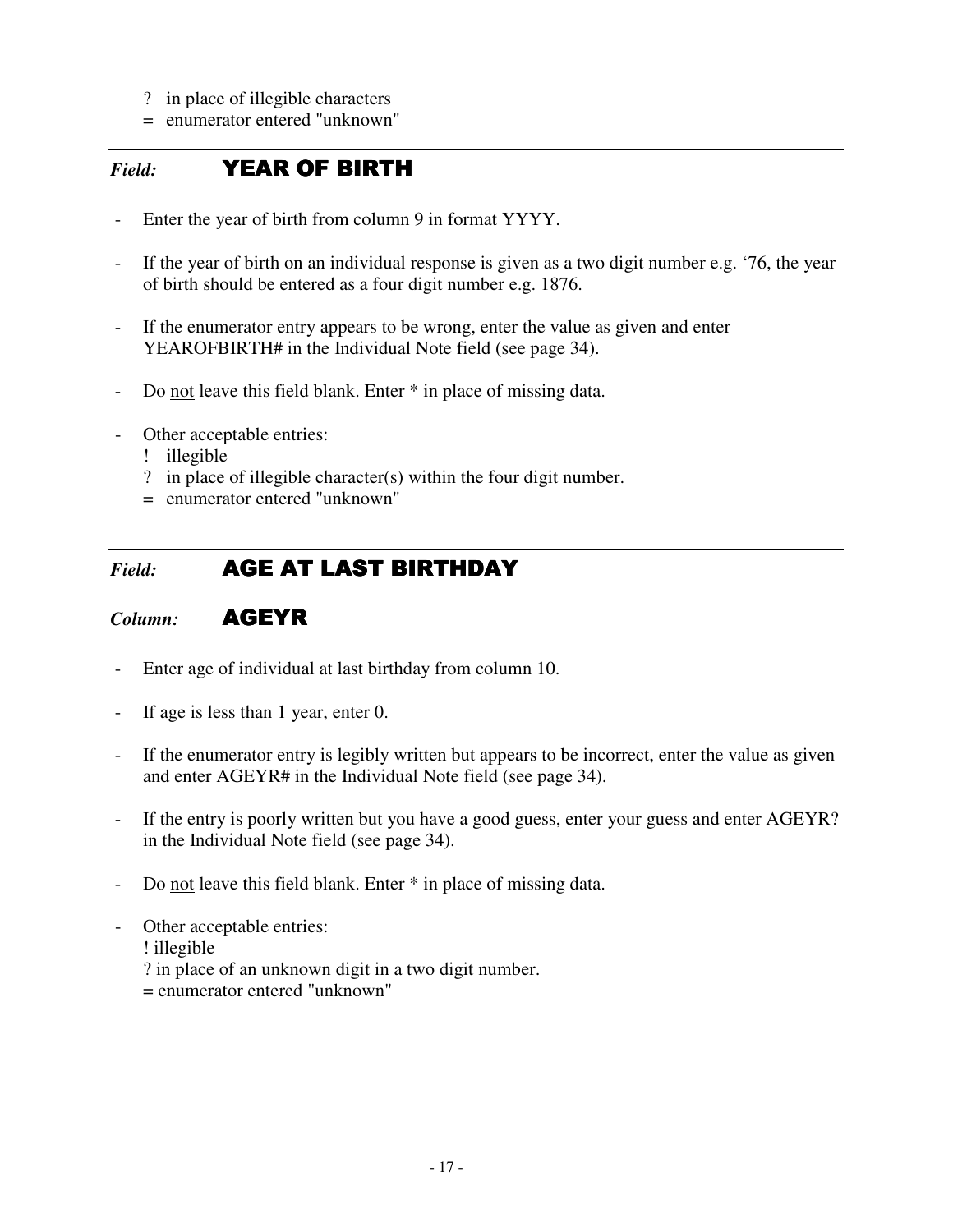- ? in place of illegible characters
- = enumerator entered "unknown"

---

## *Field:* **YEAR OF BIRTH**

- Enter the year of birth from column 9 in format YYYY.
- If the year of birth on an individual response is given as a two digit number e.g. '76, the year of birth should be entered as a four digit number e.g. 1876.
- If the enumerator entry appears to be wrong, enter the value as given and enter YEAROFBIRTH# in the Individual Note field (see page 34).
- Do <u>not</u> leave this field blank. Enter * in place of missing data.
- Other acceptable entries:
  - ! illegible
  - ? in place of illegible character(s) within the four digit number.
  - = enumerator entered "unknown"

---

## *Field:* **AGE AT LAST BIRTHDAY**

## *Column:* **AGEYR**

- Enter age of individual at last birthday from column 10.
- If age is less than 1 year, enter 0.
- If the enumerator entry is legibly written but appears to be incorrect, enter the value as given and enter AGEYR# in the Individual Note field (see page 34).
- If the entry is poorly written but you have a good guess, enter your guess and enter AGEYR? in the Individual Note field (see page 34).
- Do <u>not</u> leave this field blank. Enter * in place of missing data.
- Other acceptable entries:
  - ! illegible
  - ? in place of an unknown digit in a two digit number.
  - = enumerator entered "unknown"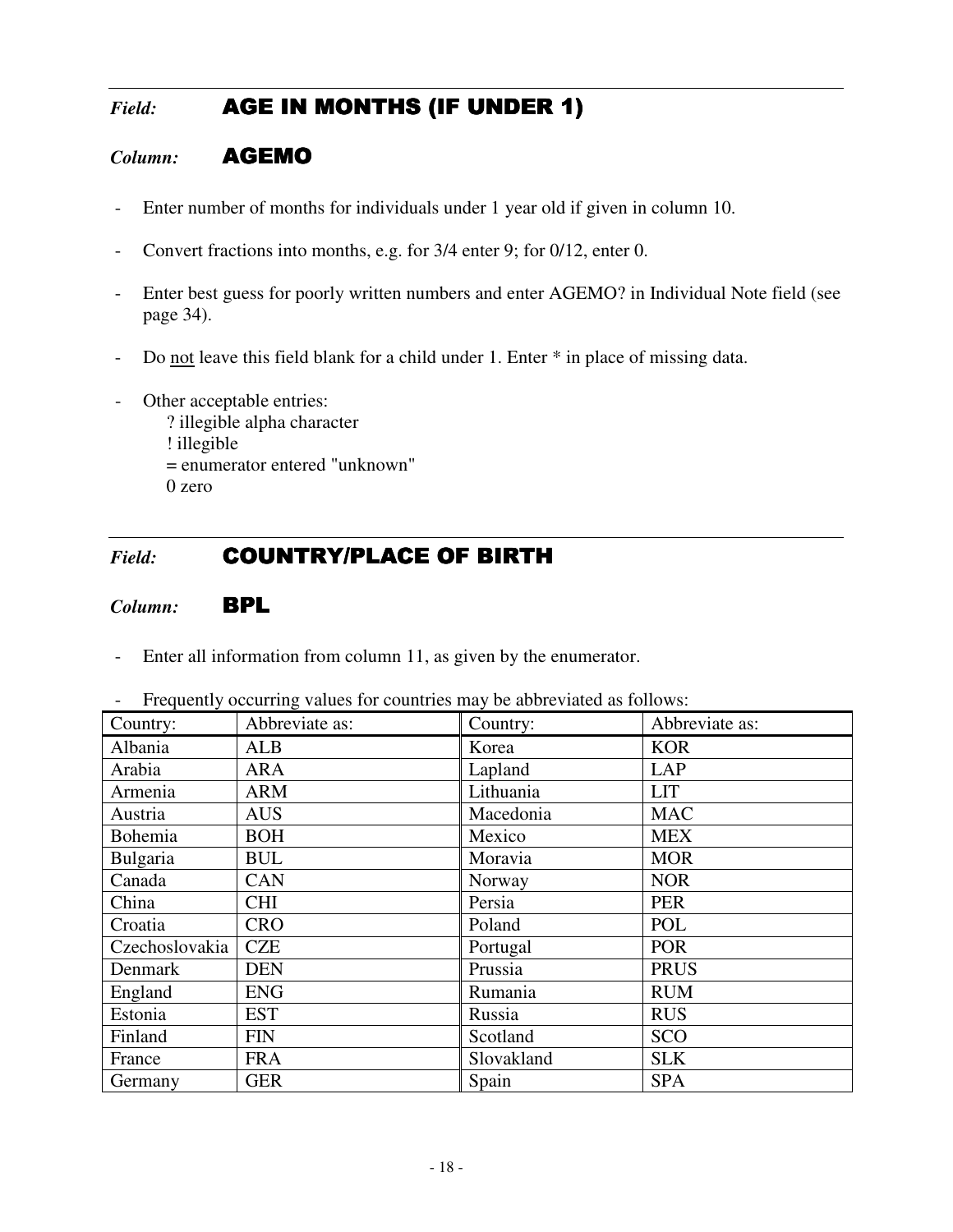*Field:* **AGE IN MONTHS (IF UNDER 1)**

*Column:* **AGEMO**

- Enter number of months for individuals under 1 year old if given in column 10.
- Convert fractions into months, e.g. for 3/4 enter 9; for 0/12, enter 0.
- Enter best guess for poorly written numbers and enter AGEMO? in Individual Note field (see page 34).
- Do <u>not</u> leave this field blank for a child under 1. Enter * in place of missing data.
- Other acceptable entries:
  ? illegible alpha character
  ! illegible
  = enumerator entered "unknown"
  0 zero

*Field:* **COUNTRY/PLACE OF BIRTH**

*Column:* **BPL**

- Enter all information from column 11, as given by the enumerator.
- Frequently occurring values for countries may be abbreviated as follows:

| Country: | Abbreviate as: | Country: | Abbreviate as: |
|---|---|---|---|
| Albania | ALB | Korea | KOR |
| Arabia | ARA | Lapland | LAP |
| Armenia | ARM | Lithuania | LIT |
| Austria | AUS | Macedonia | MAC |
| Bohemia | BOH | Mexico | MEX |
| Bulgaria | BUL | Moravia | MOR |
| Canada | CAN | Norway | NOR |
| China | CHI | Persia | PER |
| Croatia | CRO | Poland | POL |
| Czechoslovakia | CZE | Portugal | POR |
| Denmark | DEN | Prussia | PRUS |
| England | ENG | Rumania | RUM |
| Estonia | EST | Russia | RUS |
| Finland | FIN | Scotland | SCO |
| France | FRA | Slovakland | SLK |
| Germany | GER | Spain | SPA |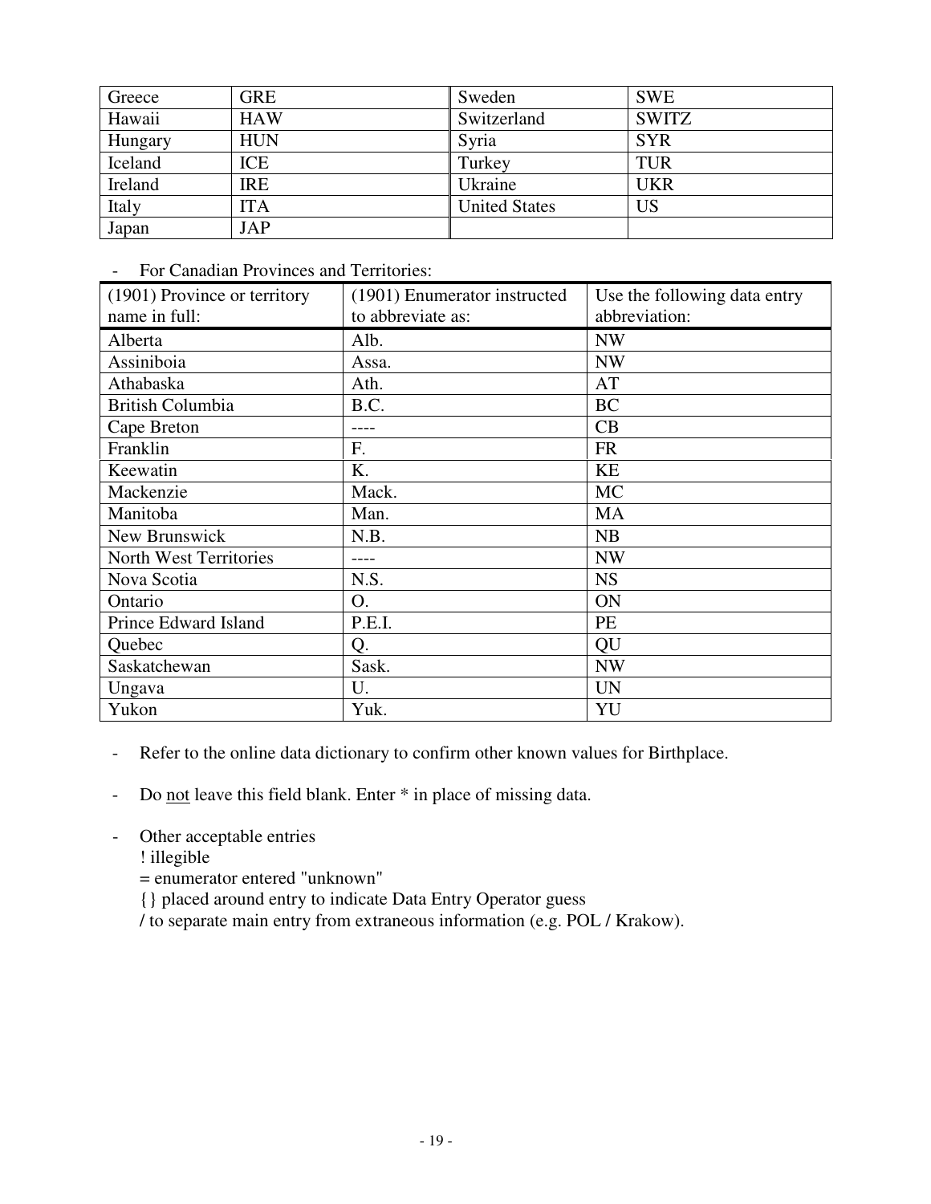| Greece | GRE | Sweden | SWE |
|---|---|---|---|
| Hawaii | HAW | Switzerland | SWITZ |
| Hungary | HUN | Syria | SYR |
| Iceland | ICE | Turkey | TUR |
| Ireland | IRE | Ukraine | UKR |
| Italy | ITA | United States | US |
| Japan | JAP | | |

- For Canadian Provinces and Territories:

| (1901) Province or territory name in full: | (1901) Enumerator instructed to abbreviate as: | Use the following data entry abbreviation: |
|---|---|---|
| Alberta | Alb. | NW |
| Assiniboia | Assa. | NW |
| Athabaska | Ath. | AT |
| British Columbia | B.C. | BC |
| Cape Breton | ---- | CB |
| Franklin | F. | FR |
| Keewatin | K. | KE |
| Mackenzie | Mack. | MC |
| Manitoba | Man. | MA |
| New Brunswick | N.B. | NB |
| North West Territories | ---- | NW |
| Nova Scotia | N.S. | NS |
| Ontario | O. | ON |
| Prince Edward Island | P.E.I. | PE |
| Quebec | Q. | QU |
| Saskatchewan | Sask. | NW |
| Ungava | U. | UN |
| Yukon | Yuk. | YU |

- Refer to the online data dictionary to confirm other known values for Birthplace.

- Do not leave this field blank. Enter * in place of missing data.

- Other acceptable entries
  ! illegible
  = enumerator entered "unknown"
  {} placed around entry to indicate Data Entry Operator guess
  / to separate main entry from extraneous information (e.g. POL / Krakow).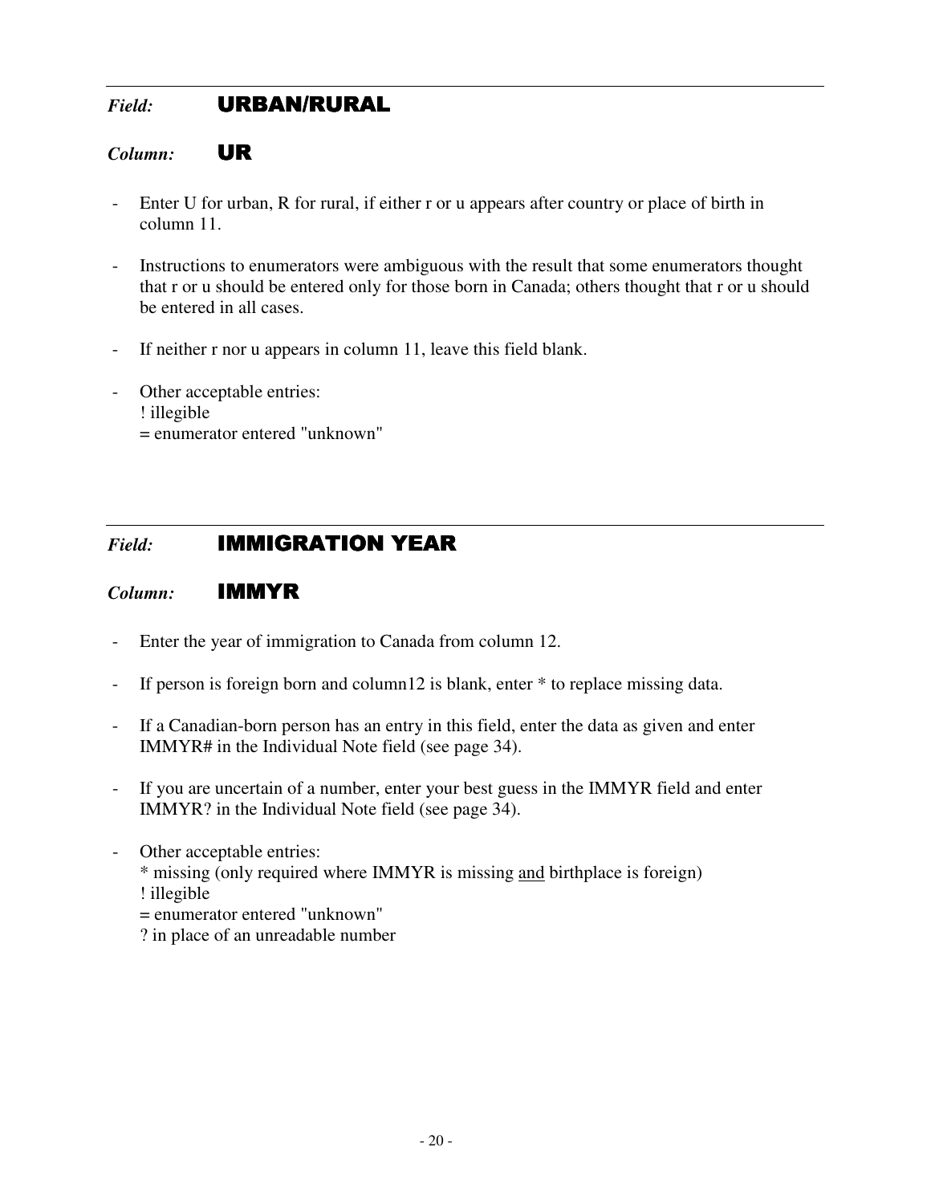---

*Field:* **URBAN/RURAL**

*Column:* **UR**

- Enter U for urban, R for rural, if either r or u appears after country or place of birth in column 11.

- Instructions to enumerators were ambiguous with the result that some enumerators thought that r or u should be entered only for those born in Canada; others thought that r or u should be entered in all cases.

- If neither r nor u appears in column 11, leave this field blank.

- Other acceptable entries:
  ! illegible
  = enumerator entered "unknown"

---

*Field:* **IMMIGRATION YEAR**

*Column:* **IMMYR**

- Enter the year of immigration to Canada from column 12.

- If person is foreign born and column12 is blank, enter * to replace missing data.

- If a Canadian-born person has an entry in this field, enter the data as given and enter IMMYR# in the Individual Note field (see page 34).

- If you are uncertain of a number, enter your best guess in the IMMYR field and enter IMMYR? in the Individual Note field (see page 34).

- Other acceptable entries:
  * missing (only required where IMMYR is missing <u>and</u> birthplace is foreign)
  ! illegible
  = enumerator entered "unknown"
  ? in place of an unreadable number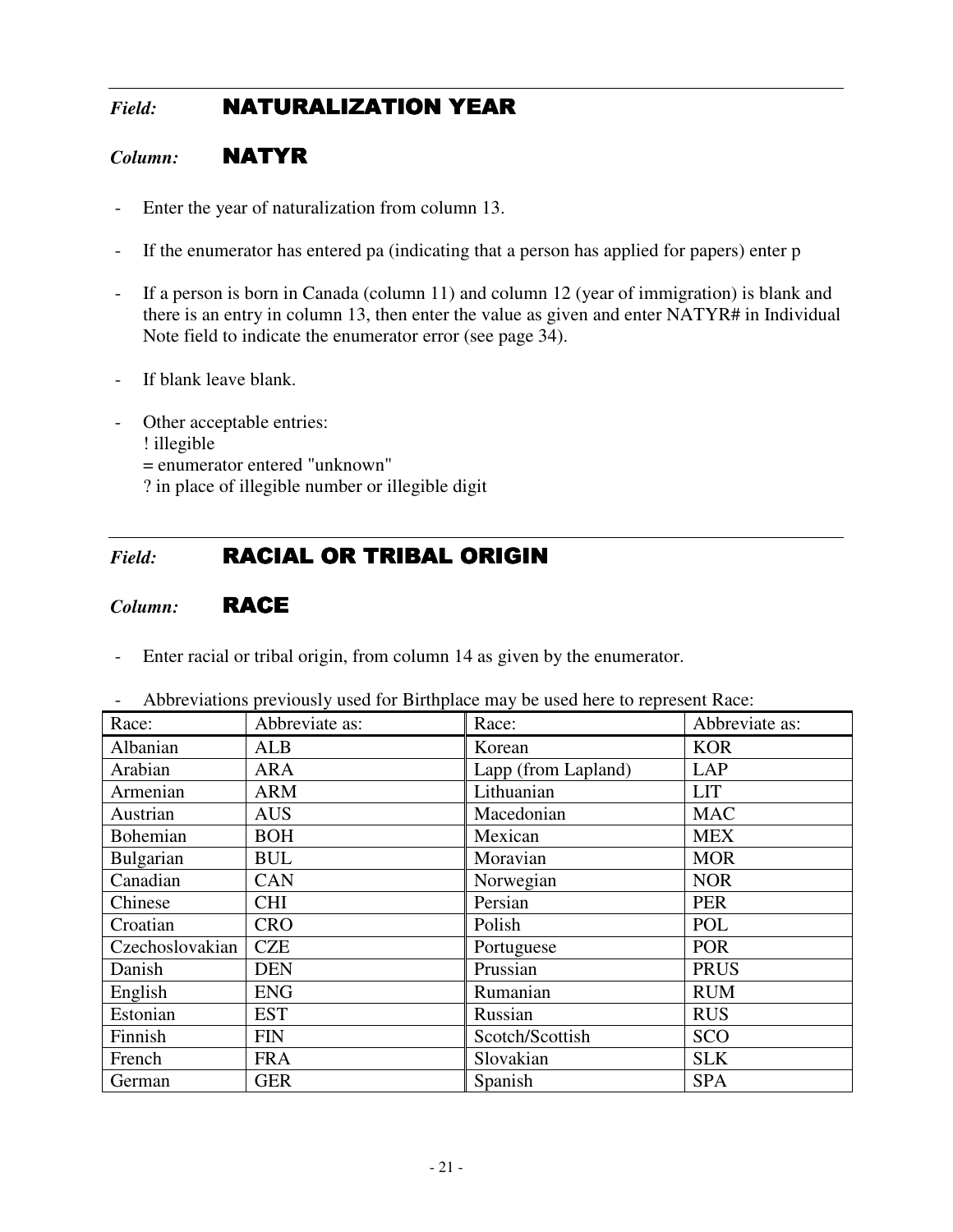*Field:* **NATURALIZATION YEAR**

*Column:* **NATYR**

- Enter the year of naturalization from column 13.
- If the enumerator has entered pa (indicating that a person has applied for papers) enter p
- If a person is born in Canada (column 11) and column 12 (year of immigration) is blank and there is an entry in column 13, then enter the value as given and enter NATYR# in Individual Note field to indicate the enumerator error (see page 34).
- If blank leave blank.
- Other acceptable entries:
  ! illegible
  = enumerator entered "unknown"
  ? in place of illegible number or illegible digit

---

*Field:* **RACIAL OR TRIBAL ORIGIN**

*Column:* **RACE**

- Enter racial or tribal origin, from column 14 as given by the enumerator.
- Abbreviations previously used for Birthplace may be used here to represent Race:

| Race: | Abbreviate as: | Race: | Abbreviate as: |
|---|---|---|---|
| Albanian | ALB | Korean | KOR |
| Arabian | ARA | Lapp (from Lapland) | LAP |
| Armenian | ARM | Lithuanian | LIT |
| Austrian | AUS | Macedonian | MAC |
| Bohemian | BOH | Mexican | MEX |
| Bulgarian | BUL | Moravian | MOR |
| Canadian | CAN | Norwegian | NOR |
| Chinese | CHI | Persian | PER |
| Croatian | CRO | Polish | POL |
| Czechoslovakian | CZE | Portuguese | POR |
| Danish | DEN | Prussian | PRUS |
| English | ENG | Rumanian | RUM |
| Estonian | EST | Russian | RUS |
| Finnish | FIN | Scotch/Scottish | SCO |
| French | FRA | Slovakian | SLK |
| German | GER | Spanish | SPA |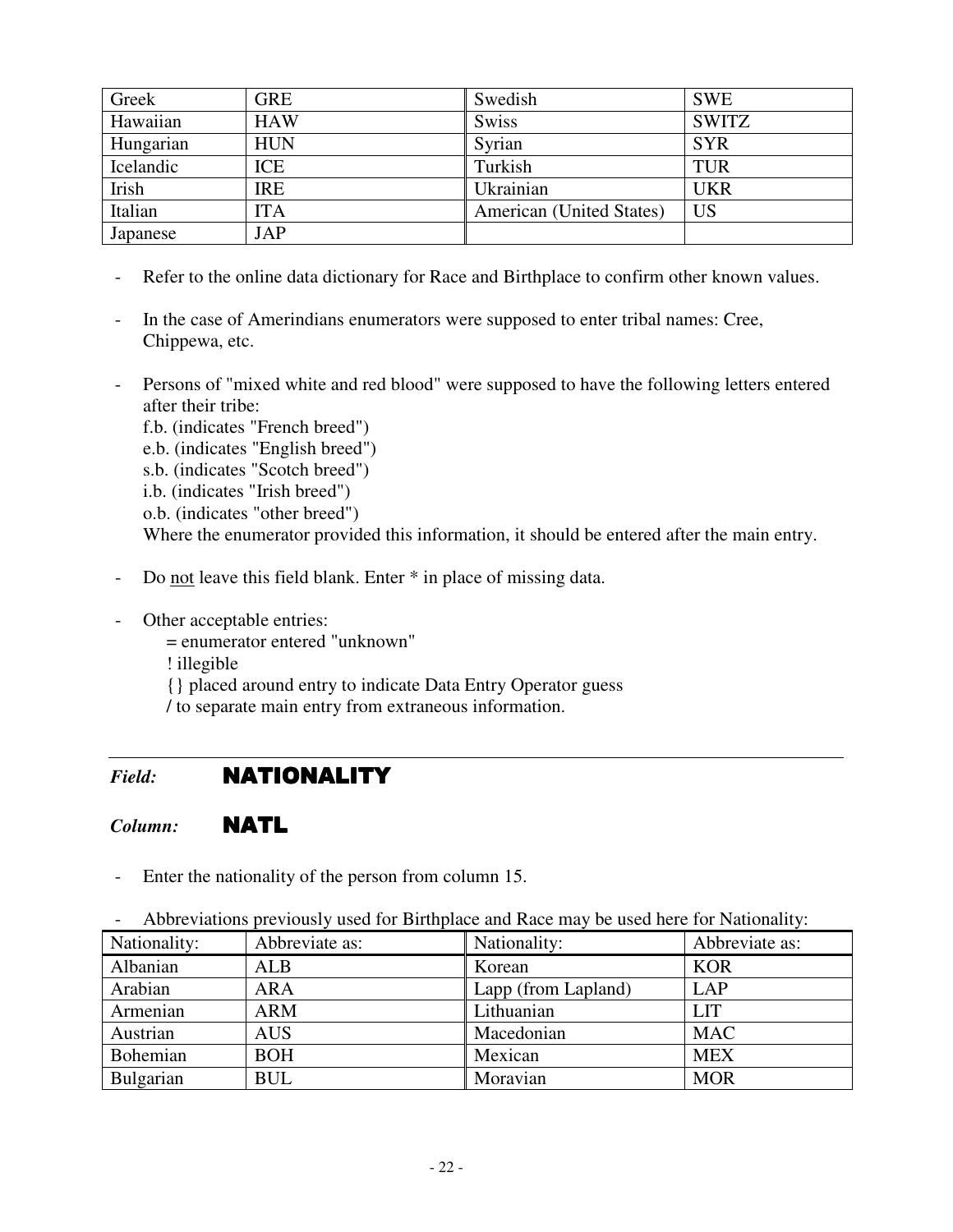| | | | |
|---|---|---|---|
| Greek | GRE | Swedish | SWE |
| Hawaiian | HAW | Swiss | SWITZ |
| Hungarian | HUN | Syrian | SYR |
| Icelandic | ICE | Turkish | TUR |
| Irish | IRE | Ukrainian | UKR |
| Italian | ITA | American (United States) | US |
| Japanese | JAP | | |

- Refer to the online data dictionary for Race and Birthplace to confirm other known values.

- In the case of Amerindians enumerators were supposed to enter tribal names: Cree, Chippewa, etc.

- Persons of "mixed white and red blood" were supposed to have the following letters entered after their tribe:
  f.b. (indicates "French breed")
  e.b. (indicates "English breed")
  s.b. (indicates "Scotch breed")
  i.b. (indicates "Irish breed")
  o.b. (indicates "other breed")
  Where the enumerator provided this information, it should be entered after the main entry.

- Do not leave this field blank. Enter * in place of missing data.

- Other acceptable entries:
  = enumerator entered "unknown"
  ! illegible
  {} placed around entry to indicate Data Entry Operator guess
  / to separate main entry from extraneous information.

---

***Field:*** **NATIONALITY**

***Column:*** **NATL**

- Enter the nationality of the person from column 15.

- Abbreviations previously used for Birthplace and Race may be used here for Nationality:

| Nationality: | Abbreviate as: | Nationality: | Abbreviate as: |
|---|---|---|---|
| Albanian | ALB | Korean | KOR |
| Arabian | ARA | Lapp (from Lapland) | LAP |
| Armenian | ARM | Lithuanian | LIT |
| Austrian | AUS | Macedonian | MAC |
| Bohemian | BOH | Mexican | MEX |
| Bulgarian | BUL | Moravian | MOR |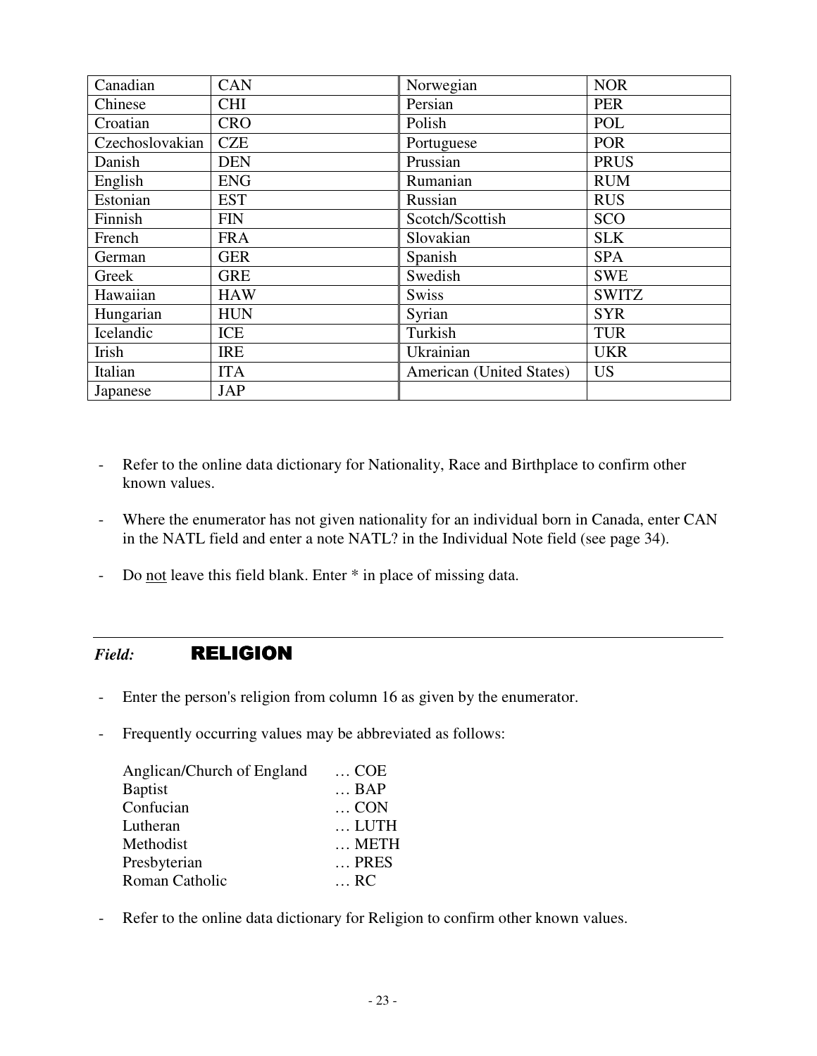| Canadian | CAN | Norwegian | NOR |
|---|---|---|---|
| Chinese | CHI | Persian | PER |
| Croatian | CRO | Polish | POL |
| Czechoslovakian | CZE | Portuguese | POR |
| Danish | DEN | Prussian | PRUS |
| English | ENG | Rumanian | RUM |
| Estonian | EST | Russian | RUS |
| Finnish | FIN | Scotch/Scottish | SCO |
| French | FRA | Slovakian | SLK |
| German | GER | Spanish | SPA |
| Greek | GRE | Swedish | SWE |
| Hawaiian | HAW | Swiss | SWITZ |
| Hungarian | HUN | Syrian | SYR |
| Icelandic | ICE | Turkish | TUR |
| Irish | IRE | Ukrainian | UKR |
| Italian | ITA | American (United States) | US |
| Japanese | JAP | | |

- Refer to the online data dictionary for Nationality, Race and Birthplace to confirm other known values.
- Where the enumerator has not given nationality for an individual born in Canada, enter CAN in the NATL field and enter a note NATL? in the Individual Note field (see page 34).
- Do not leave this field blank. Enter * in place of missing data.

---

## *Field:* RELIGION

- Enter the person's religion from column 16 as given by the enumerator.
- Frequently occurring values may be abbreviated as follows:

| | |
|---|---|
| Anglican/Church of England | … COE |
| Baptist | … BAP |
| Confucian | … CON |
| Lutheran | … LUTH |
| Methodist | … METH |
| Presbyterian | … PRES |
| Roman Catholic | … RC |

- Refer to the online data dictionary for Religion to confirm other known values.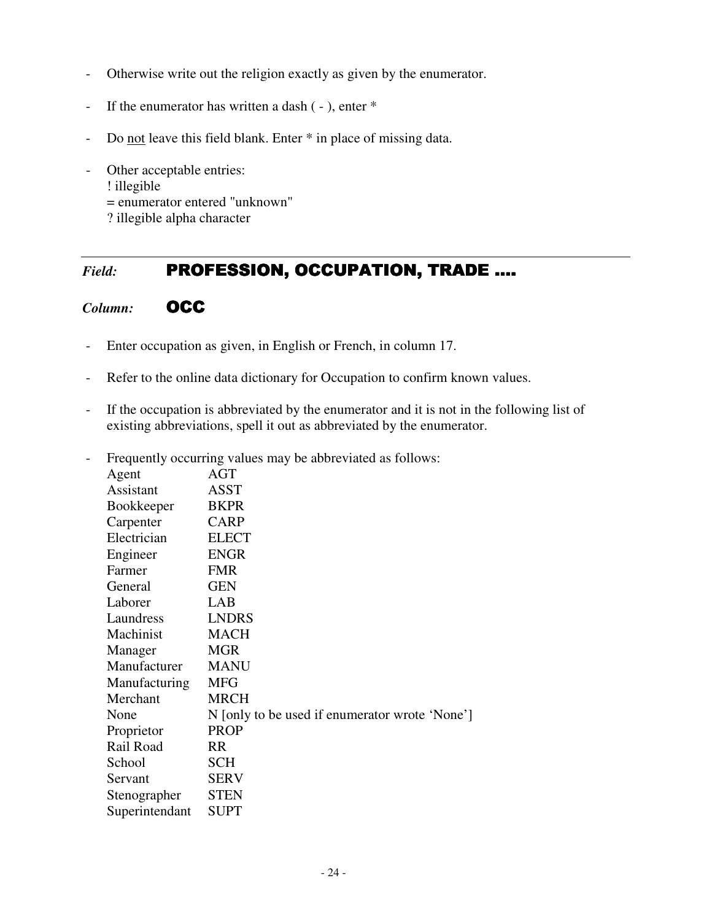- Otherwise write out the religion exactly as given by the enumerator.

- If the enumerator has written a dash ( - ), enter *

- Do not leave this field blank. Enter * in place of missing data.

- Other acceptable entries:
  ! illegible
  = enumerator entered "unknown"
  ? illegible alpha character

---

*Field:* **PROFESSION, OCCUPATION, TRADE ….**

*Column:* **OCC**

- Enter occupation as given, in English or French, in column 17.

- Refer to the online data dictionary for Occupation to confirm known values.

- If the occupation is abbreviated by the enumerator and it is not in the following list of existing abbreviations, spell it out as abbreviated by the enumerator.

- Frequently occurring values may be abbreviated as follows:

| | |
|---|---|
| Agent | AGT |
| Assistant | ASST |
| Bookkeeper | BKPR |
| Carpenter | CARP |
| Electrician | ELECT |
| Engineer | ENGR |
| Farmer | FMR |
| General | GEN |
| Laborer | LAB |
| Laundress | LNDRS |
| Machinist | MACH |
| Manager | MGR |
| Manufacturer | MANU |
| Manufacturing | MFG |
| Merchant | MRCH |
| None | N [only to be used if enumerator wrote 'None'] |
| Proprietor | PROP |
| Rail Road | RR |
| School | SCH |
| Servant | SERV |
| Stenographer | STEN |
| Superintendant | SUPT |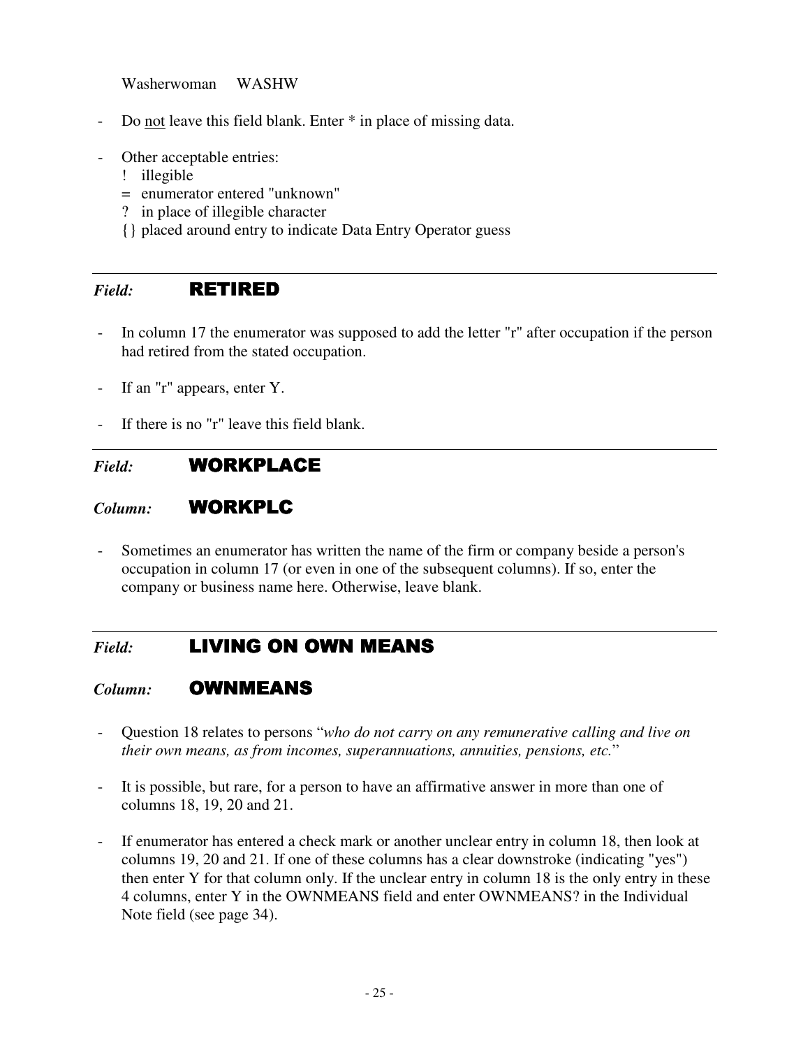Washerwoman WASHW

- Do not leave this field blank. Enter * in place of missing data.

- Other acceptable entries:
  - ! illegible
  - = enumerator entered "unknown"
  - ? in place of illegible character
  - {} placed around entry to indicate Data Entry Operator guess

---

*Field:* **RETIRED**

- In column 17 the enumerator was supposed to add the letter "r" after occupation if the person had retired from the stated occupation.

- If an "r" appears, enter Y.

- If there is no "r" leave this field blank.

---

*Field:* **WORKPLACE**

*Column:* **WORKPLC**

- Sometimes an enumerator has written the name of the firm or company beside a person's occupation in column 17 (or even in one of the subsequent columns). If so, enter the company or business name here. Otherwise, leave blank.

---

*Field:* **LIVING ON OWN MEANS**

*Column:* **OWNMEANS**

- Question 18 relates to persons "*who do not carry on any remunerative calling and live on their own means, as from incomes, superannuations, annuities, pensions, etc.*"

- It is possible, but rare, for a person to have an affirmative answer in more than one of columns 18, 19, 20 and 21.

- If enumerator has entered a check mark or another unclear entry in column 18, then look at columns 19, 20 and 21. If one of these columns has a clear downstroke (indicating "yes") then enter Y for that column only. If the unclear entry in column 18 is the only entry in these 4 columns, enter Y in the OWNMEANS field and enter OWNMEANS? in the Individual Note field (see page 34).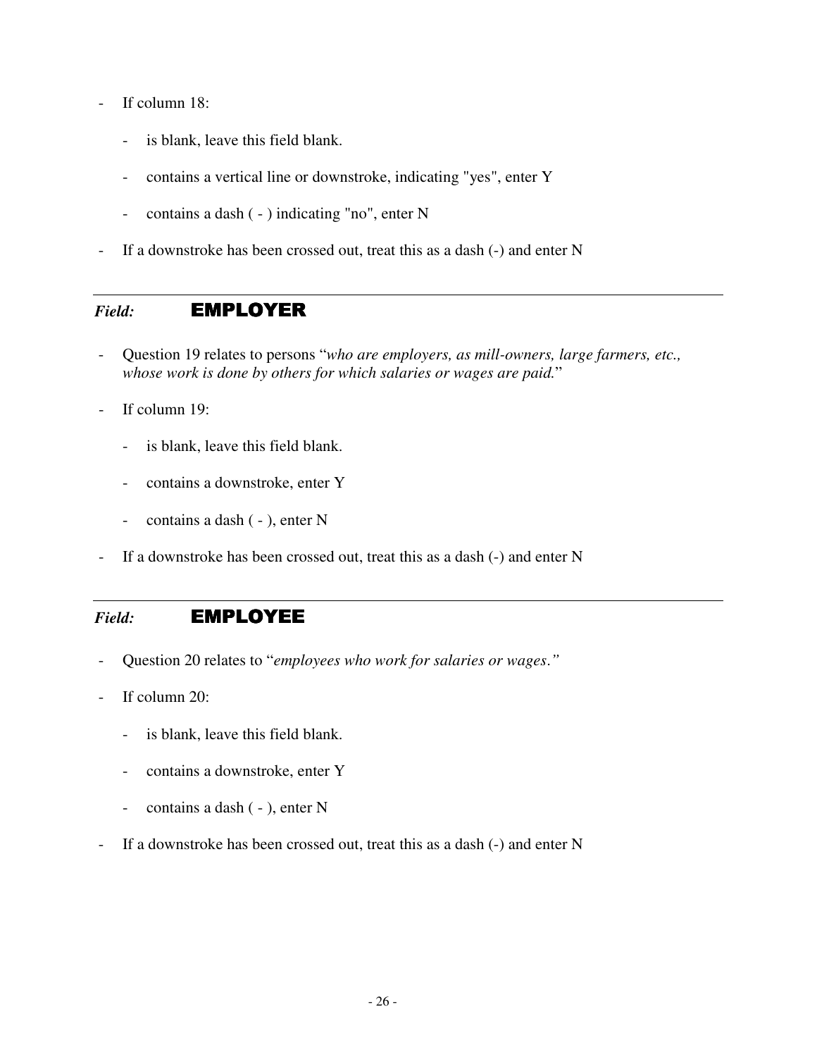- If column 18:
  - is blank, leave this field blank.
  - contains a vertical line or downstroke, indicating "yes", enter Y
  - contains a dash ( - ) indicating "no", enter N
- If a downstroke has been crossed out, treat this as a dash (-) and enter N

---

### *Field:* **EMPLOYER**

- Question 19 relates to persons "*who are employers, as mill-owners, large farmers, etc., whose work is done by others for which salaries or wages are paid.*"
- If column 19:
  - is blank, leave this field blank.
  - contains a downstroke, enter Y
  - contains a dash ( - ), enter N
- If a downstroke has been crossed out, treat this as a dash (-) and enter N

---

### *Field:* **EMPLOYEE**

- Question 20 relates to "*employees who work for salaries or wages.*"
- If column 20:
  - is blank, leave this field blank.
  - contains a downstroke, enter Y
  - contains a dash ( - ), enter N
- If a downstroke has been crossed out, treat this as a dash (-) and enter N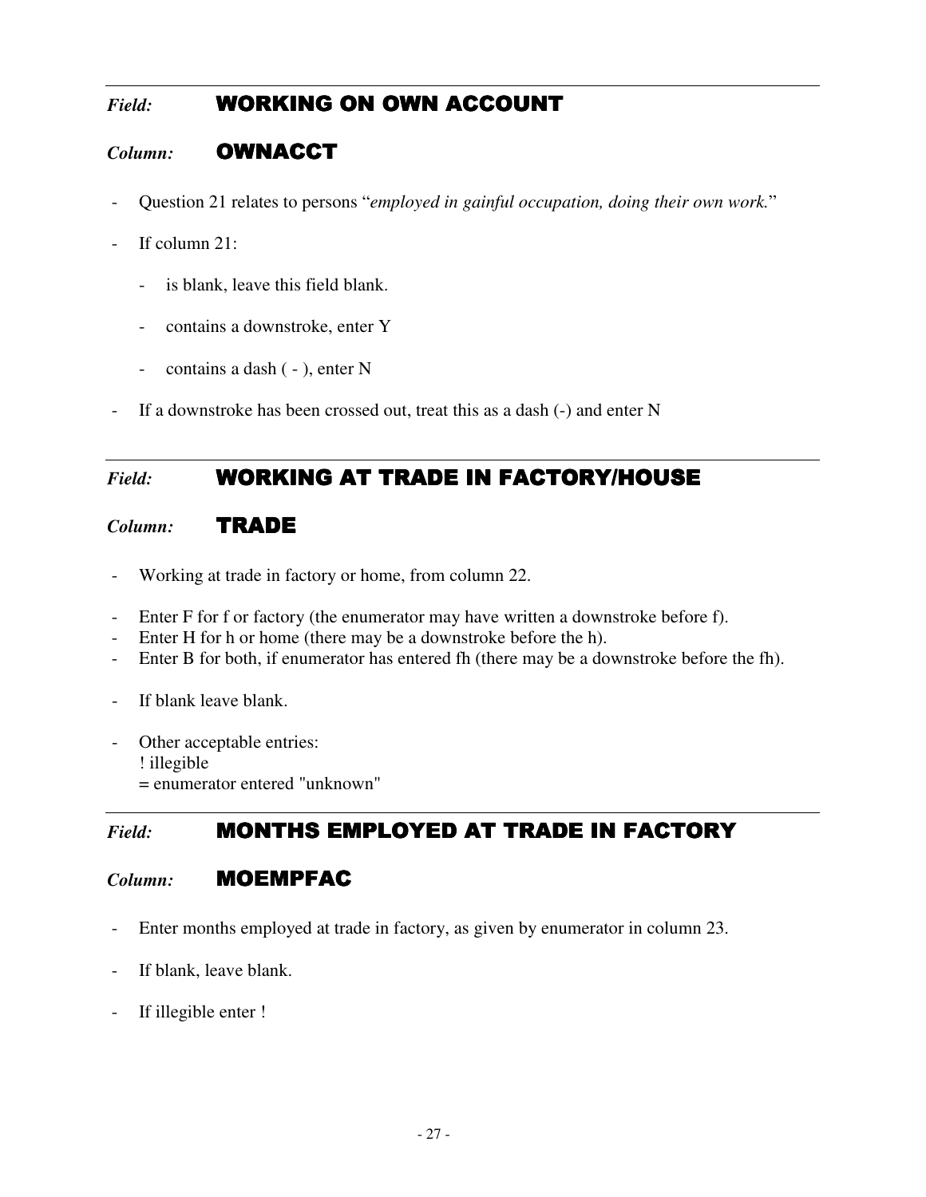---

*Field:* **WORKING ON OWN ACCOUNT**

*Column:* **OWNACCT**

- Question 21 relates to persons "*employed in gainful occupation, doing their own work.*"
- If column 21:
  - is blank, leave this field blank.
  - contains a downstroke, enter Y
  - contains a dash ( - ), enter N
- If a downstroke has been crossed out, treat this as a dash (-) and enter N

---

*Field:* **WORKING AT TRADE IN FACTORY/HOUSE**

*Column:* **TRADE**

- Working at trade in factory or home, from column 22.
- Enter F for f or factory (the enumerator may have written a downstroke before f).
- Enter H for h or home (there may be a downstroke before the h).
- Enter B for both, if enumerator has entered fh (there may be a downstroke before the fh).
- If blank leave blank.
- Other acceptable entries:  
  ! illegible  
  = enumerator entered "unknown"

---

*Field:* **MONTHS EMPLOYED AT TRADE IN FACTORY**

*Column:* **MOEMPFAC**

- Enter months employed at trade in factory, as given by enumerator in column 23.
- If blank, leave blank.
- If illegible enter !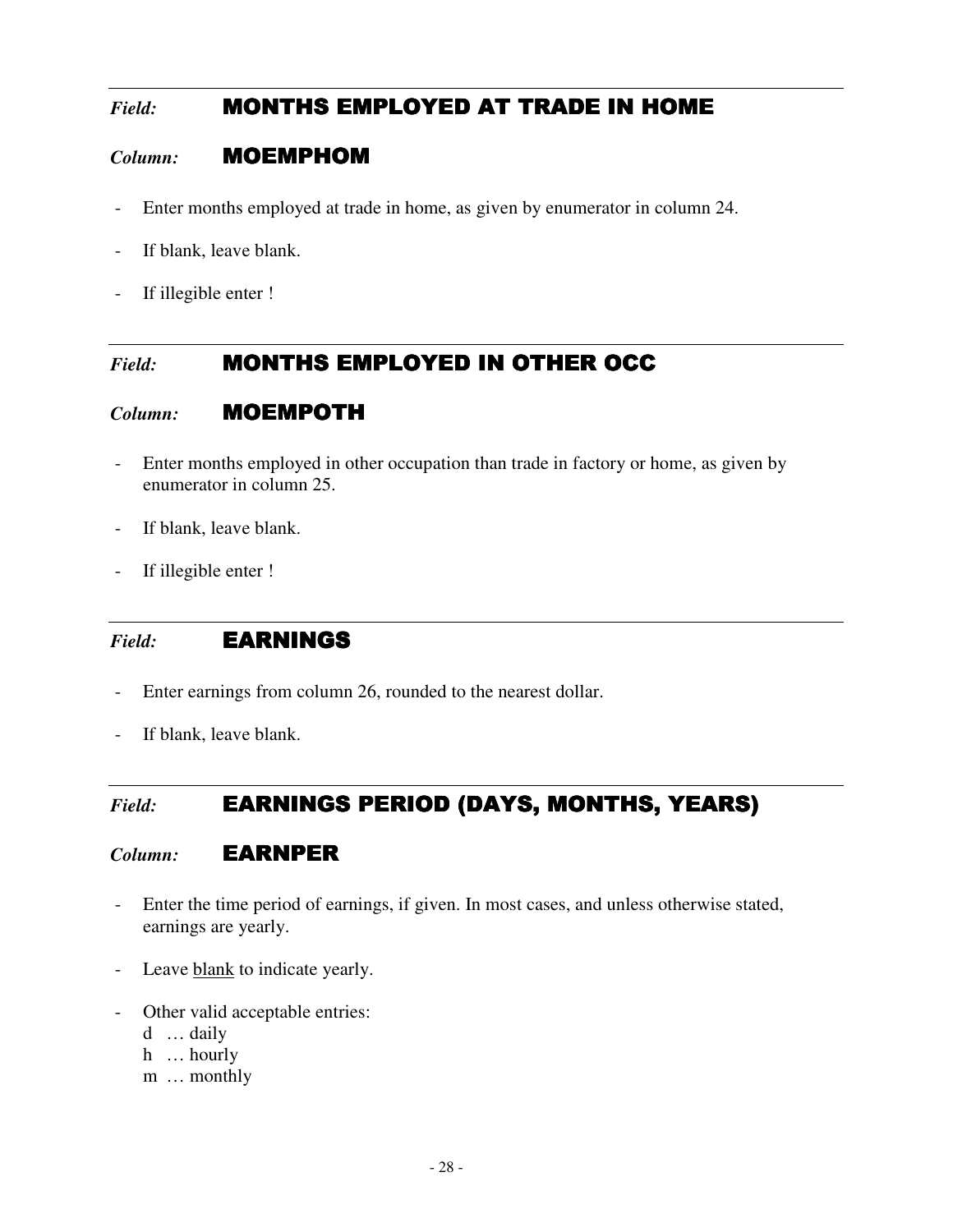---

*Field:* **MONTHS EMPLOYED AT TRADE IN HOME**

*Column:* **MOEMPHOM**

- Enter months employed at trade in home, as given by enumerator in column 24.
- If blank, leave blank.
- If illegible enter !

---

*Field:* **MONTHS EMPLOYED IN OTHER OCC**

*Column:* **MOEMPOTH**

- Enter months employed in other occupation than trade in factory or home, as given by enumerator in column 25.
- If blank, leave blank.
- If illegible enter !

---

*Field:* **EARNINGS**

- Enter earnings from column 26, rounded to the nearest dollar.
- If blank, leave blank.

---

*Field:* **EARNINGS PERIOD (DAYS, MONTHS, YEARS)**

*Column:* **EARNPER**

- Enter the time period of earnings, if given. In most cases, and unless otherwise stated, earnings are yearly.
- Leave <u>blank</u> to indicate yearly.
- Other valid acceptable entries:
  - d … daily
  - h … hourly
  - m … monthly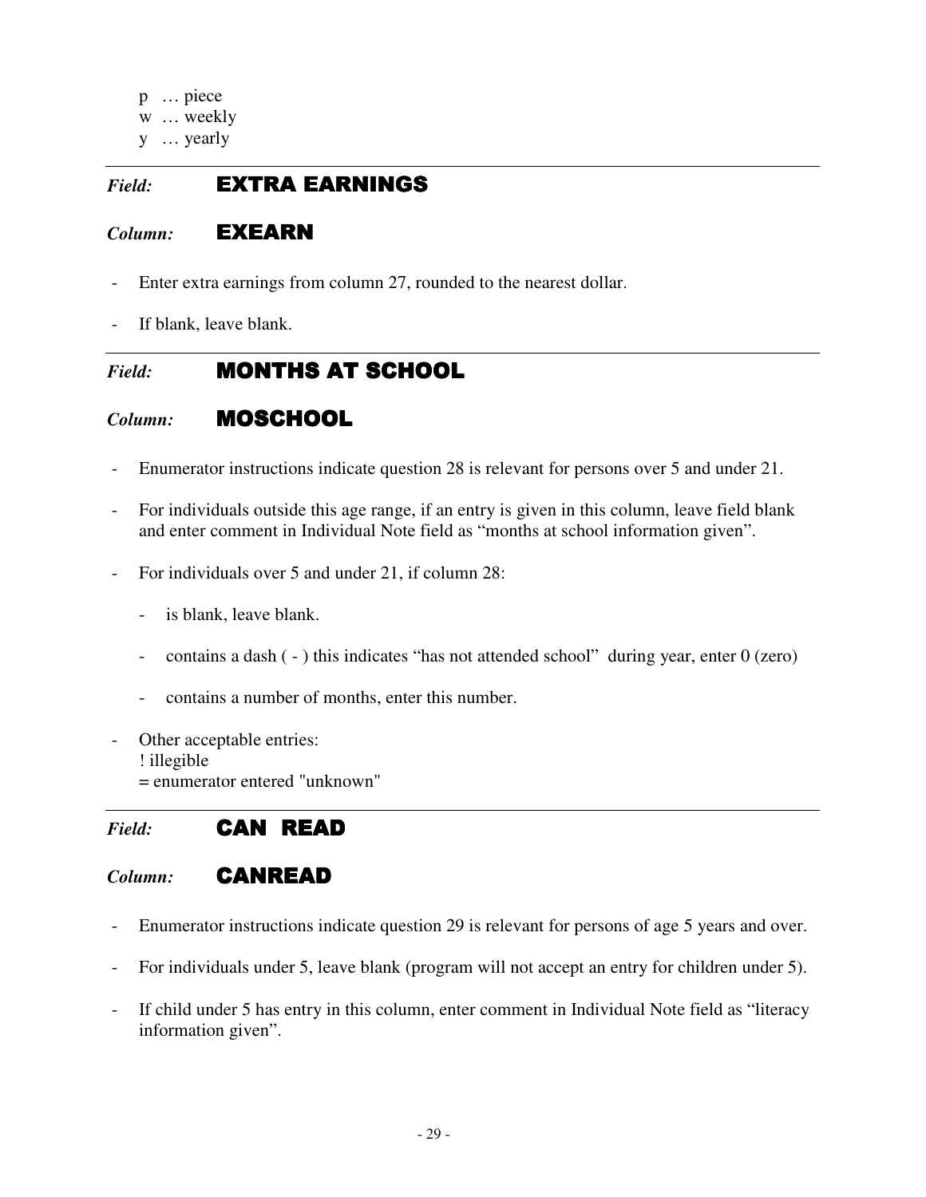p … piece
w … weekly
y … yearly

---

*Field:* **EXTRA EARNINGS**

*Column:* **EXEARN**

- Enter extra earnings from column 27, rounded to the nearest dollar.
- If blank, leave blank.

---

*Field:* **MONTHS AT SCHOOL**

*Column:* **MOSCHOOL**

- Enumerator instructions indicate question 28 is relevant for persons over 5 and under 21.
- For individuals outside this age range, if an entry is given in this column, leave field blank and enter comment in Individual Note field as "months at school information given".
- For individuals over 5 and under 21, if column 28:
    - is blank, leave blank.
    - contains a dash ( - ) this indicates "has not attended school" during year, enter 0 (zero)
    - contains a number of months, enter this number.
- Other acceptable entries:
  ! illegible
  = enumerator entered "unknown"

---

*Field:* **CAN READ**

*Column:* **CANREAD**

- Enumerator instructions indicate question 29 is relevant for persons of age 5 years and over.
- For individuals under 5, leave blank (program will not accept an entry for children under 5).
- If child under 5 has entry in this column, enter comment in Individual Note field as "literacy information given".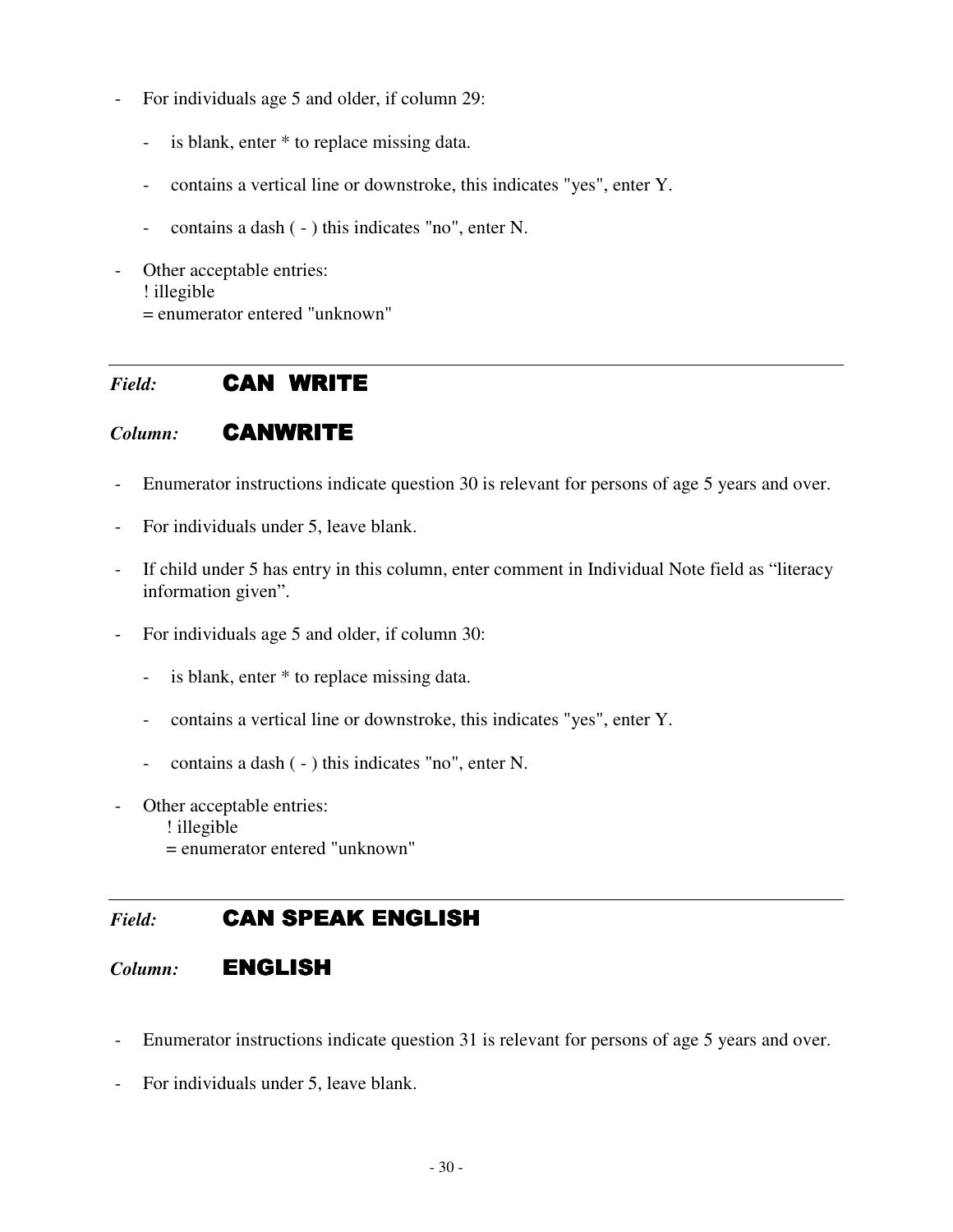- For individuals age 5 and older, if column 29:
  - is blank, enter * to replace missing data.
  - contains a vertical line or downstroke, this indicates "yes", enter Y.
  - contains a dash ( - ) this indicates "no", enter N.
- Other acceptable entries:
  ! illegible
  = enumerator entered "unknown"

---

*Field:* **CAN WRITE**

*Column:* **CANWRITE**

- Enumerator instructions indicate question 30 is relevant for persons of age 5 years and over.
- For individuals under 5, leave blank.
- If child under 5 has entry in this column, enter comment in Individual Note field as "literacy information given".
- For individuals age 5 and older, if column 30:
  - is blank, enter * to replace missing data.
  - contains a vertical line or downstroke, this indicates "yes", enter Y.
  - contains a dash ( - ) this indicates "no", enter N.
- Other acceptable entries:
  ! illegible
  = enumerator entered "unknown"

---

*Field:* **CAN SPEAK ENGLISH**

*Column:* **ENGLISH**

- Enumerator instructions indicate question 31 is relevant for persons of age 5 years and over.
- For individuals under 5, leave blank.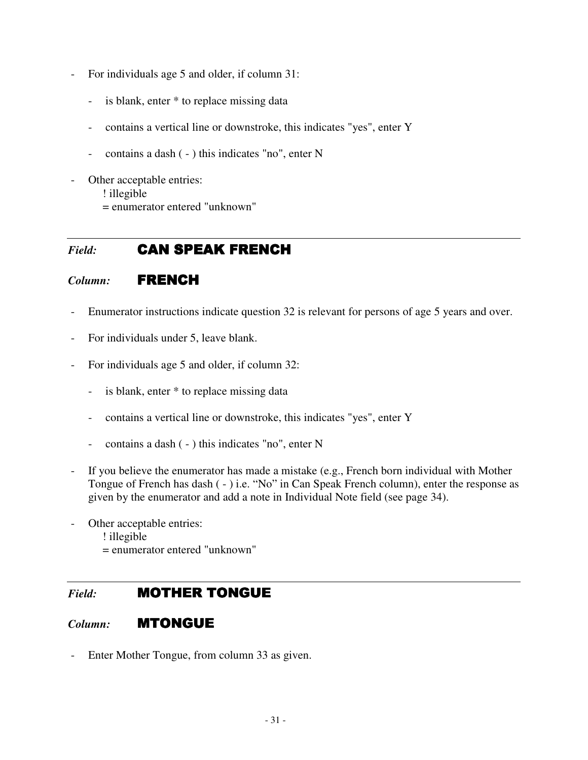- For individuals age 5 and older, if column 31:
  - is blank, enter * to replace missing data
  - contains a vertical line or downstroke, this indicates "yes", enter Y
  - contains a dash ( - ) this indicates "no", enter N
- Other acceptable entries:
  ! illegible
  = enumerator entered "unknown"

---

## *Field:* CAN SPEAK FRENCH

## *Column:* FRENCH

- Enumerator instructions indicate question 32 is relevant for persons of age 5 years and over.
- For individuals under 5, leave blank.
- For individuals age 5 and older, if column 32:
  - is blank, enter * to replace missing data
  - contains a vertical line or downstroke, this indicates "yes", enter Y
  - contains a dash ( - ) this indicates "no", enter N
- If you believe the enumerator has made a mistake (e.g., French born individual with Mother Tongue of French has dash ( - ) i.e. "No" in Can Speak French column), enter the response as given by the enumerator and add a note in Individual Note field (see page 34).
- Other acceptable entries:
  ! illegible
  = enumerator entered "unknown"

---

## *Field:* MOTHER TONGUE

## *Column:* MTONGUE

- Enter Mother Tongue, from column 33 as given.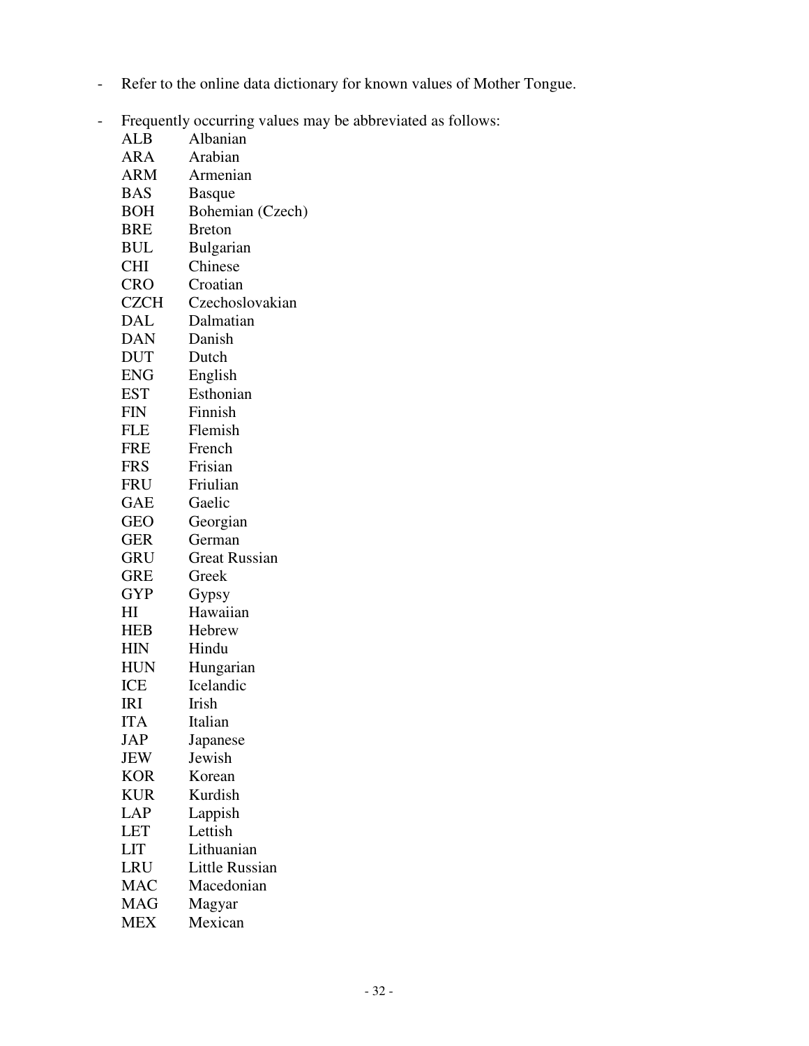- Refer to the online data dictionary for known values of Mother Tongue.

- Frequently occurring values may be abbreviated as follows:

| | |
|---|---|
| ALB | Albanian |
| ARA | Arabian |
| ARM | Armenian |
| BAS | Basque |
| BOH | Bohemian (Czech) |
| BRE | Breton |
| BUL | Bulgarian |
| CHI | Chinese |
| CRO | Croatian |
| CZCH | Czechoslovakian |
| DAL | Dalmatian |
| DAN | Danish |
| DUT | Dutch |
| ENG | English |
| EST | Esthonian |
| FIN | Finnish |
| FLE | Flemish |
| FRE | French |
| FRS | Frisian |
| FRU | Friulian |
| GAE | Gaelic |
| GEO | Georgian |
| GER | German |
| GRU | Great Russian |
| GRE | Greek |
| GYP | Gypsy |
| HI | Hawaiian |
| HEB | Hebrew |
| HIN | Hindu |
| HUN | Hungarian |
| ICE | Icelandic |
| IRI | Irish |
| ITA | Italian |
| JAP | Japanese |
| JEW | Jewish |
| KOR | Korean |
| KUR | Kurdish |
| LAP | Lappish |
| LET | Lettish |
| LIT | Lithuanian |
| LRU | Little Russian |
| MAC | Macedonian |
| MAG | Magyar |
| MEX | Mexican |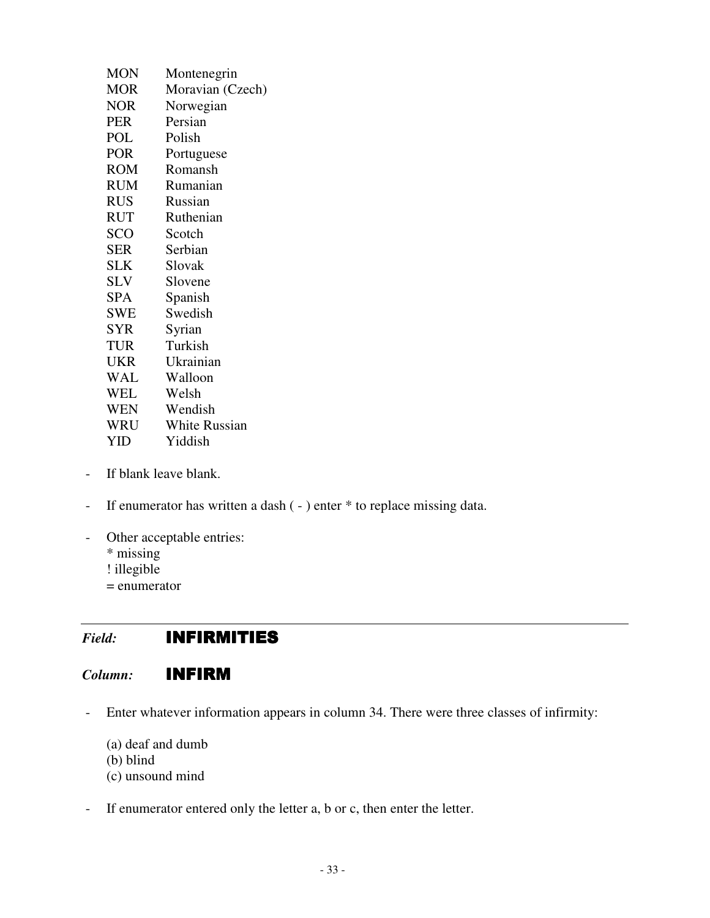| | |
|---|---|
| MON | Montenegrin |
| MOR | Moravian (Czech) |
| NOR | Norwegian |
| PER | Persian |
| POL | Polish |
| POR | Portuguese |
| ROM | Romansh |
| RUM | Rumanian |
| RUS | Russian |
| RUT | Ruthenian |
| SCO | Scotch |
| SER | Serbian |
| SLK | Slovak |
| SLV | Slovene |
| SPA | Spanish |
| SWE | Swedish |
| SYR | Syrian |
| TUR | Turkish |
| UKR | Ukrainian |
| WAL | Walloon |
| WEL | Welsh |
| WEN | Wendish |
| WRU | White Russian |
| YID | Yiddish |

- If blank leave blank.

- If enumerator has written a dash ( - ) enter * to replace missing data.

- Other acceptable entries:
  * missing
  ! illegible
  = enumerator

---

*Field:* **INFIRMITIES**

*Column:* **INFIRM**

- Enter whatever information appears in column 34. There were three classes of infirmity:

  (a) deaf and dumb
  (b) blind
  (c) unsound mind

- If enumerator entered only the letter a, b or c, then enter the letter.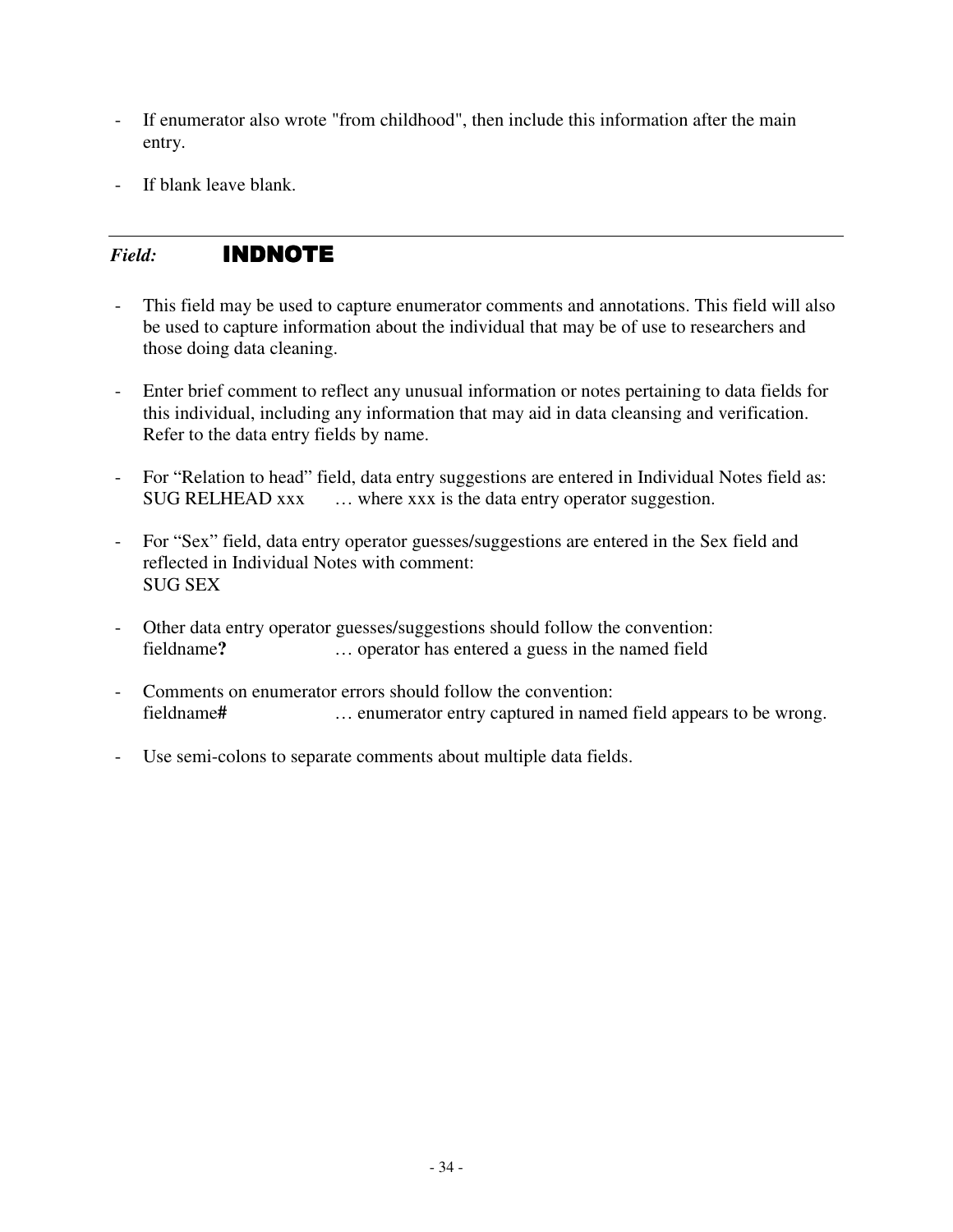- If enumerator also wrote "from childhood", then include this information after the main entry.

- If blank leave blank.

---

*Field:* **INDNOTE**

- This field may be used to capture enumerator comments and annotations. This field will also be used to capture information about the individual that may be of use to researchers and those doing data cleaning.

- Enter brief comment to reflect any unusual information or notes pertaining to data fields for this individual, including any information that may aid in data cleansing and verification. Refer to the data entry fields by name.

- For "Relation to head" field, data entry suggestions are entered in Individual Notes field as:
  SUG RELHEAD xxx … where xxx is the data entry operator suggestion.

- For "Sex" field, data entry operator guesses/suggestions are entered in the Sex field and reflected in Individual Notes with comment:
  SUG SEX

- Other data entry operator guesses/suggestions should follow the convention:
  fieldname**?** … operator has entered a guess in the named field

- Comments on enumerator errors should follow the convention:
  fieldname**#** … enumerator entry captured in named field appears to be wrong.

- Use semi-colons to separate comments about multiple data fields.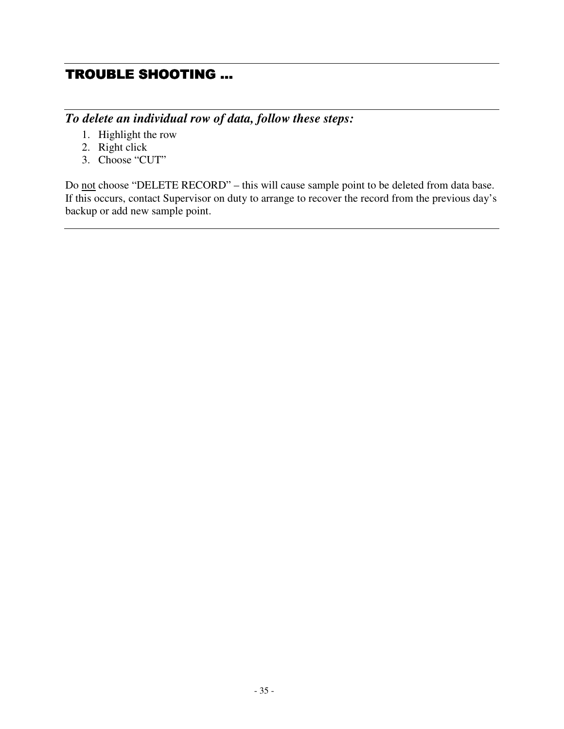## TROUBLE SHOOTING …

### *To delete an individual row of data, follow these steps:*

1. Highlight the row
2. Right click
3. Choose "CUT"

Do <u>not</u> choose "DELETE RECORD" – this will cause sample point to be deleted from data base. If this occurs, contact Supervisor on duty to arrange to recover the record from the previous day's backup or add new sample point.